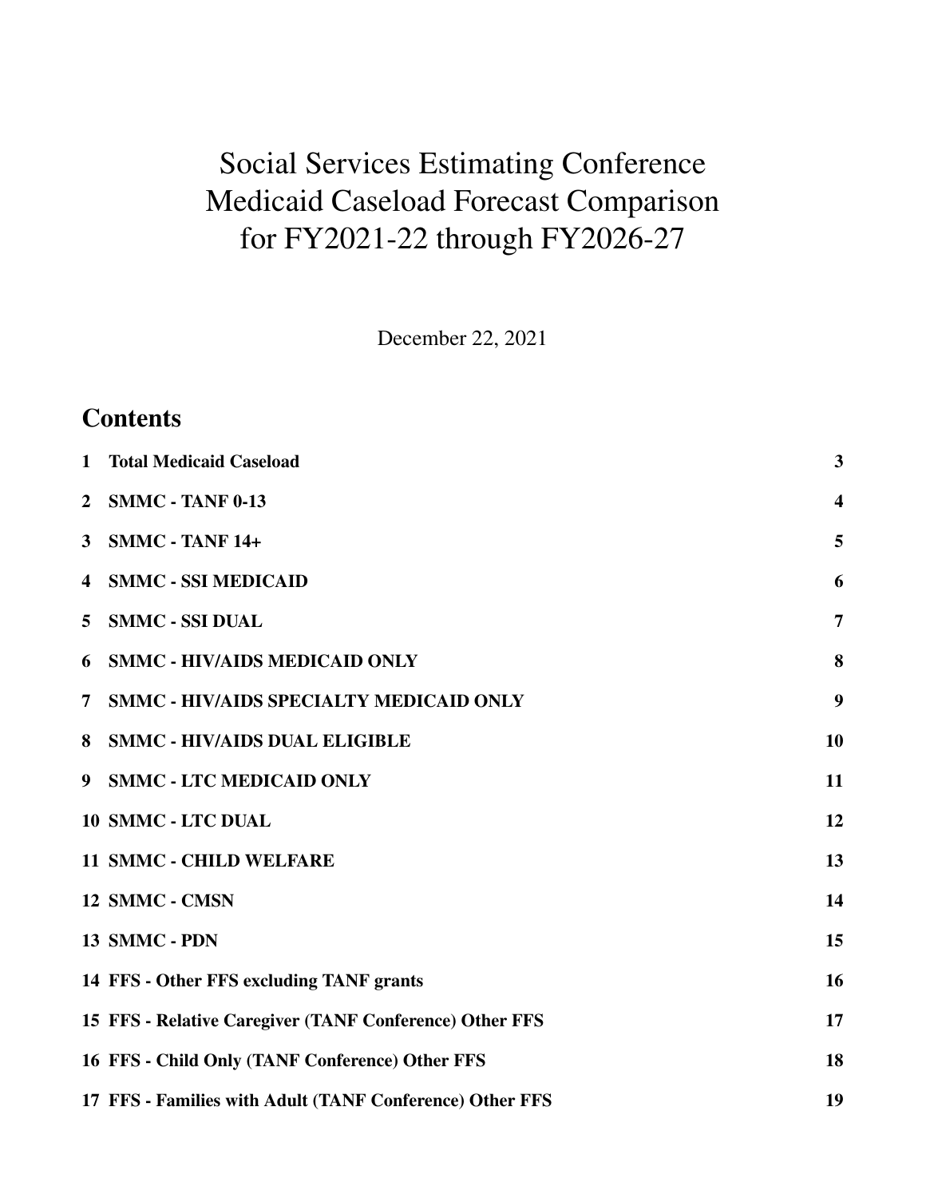# Social Services Estimating Conference
# Medicaid Caseload Forecast Comparison
# for FY2021-22 through FY2026-27

December 22, 2021

## Contents

| | | |
|---|---|---|
| 1 | **Total Medicaid Caseload** | 3 |
| 2 | **SMMC - TANF 0-13** | 4 |
| 3 | **SMMC - TANF 14+** | 5 |
| 4 | **SMMC - SSI MEDICAID** | 6 |
| 5 | **SMMC - SSI DUAL** | 7 |
| 6 | **SMMC - HIV/AIDS MEDICAID ONLY** | 8 |
| 7 | **SMMC - HIV/AIDS SPECIALTY MEDICAID ONLY** | 9 |
| 8 | **SMMC - HIV/AIDS DUAL ELIGIBLE** | 10 |
| 9 | **SMMC - LTC MEDICAID ONLY** | 11 |
| 10 | **SMMC - LTC DUAL** | 12 |
| 11 | **SMMC - CHILD WELFARE** | 13 |
| 12 | **SMMC - CMSN** | 14 |
| 13 | **SMMC - PDN** | 15 |
| 14 | **FFS - Other FFS excluding TANF grants** | 16 |
| 15 | **FFS - Relative Caregiver (TANF Conference) Other FFS** | 17 |
| 16 | **FFS - Child Only (TANF Conference) Other FFS** | 18 |
| 17 | **FFS - Families with Adult (TANF Conference) Other FFS** | 19 |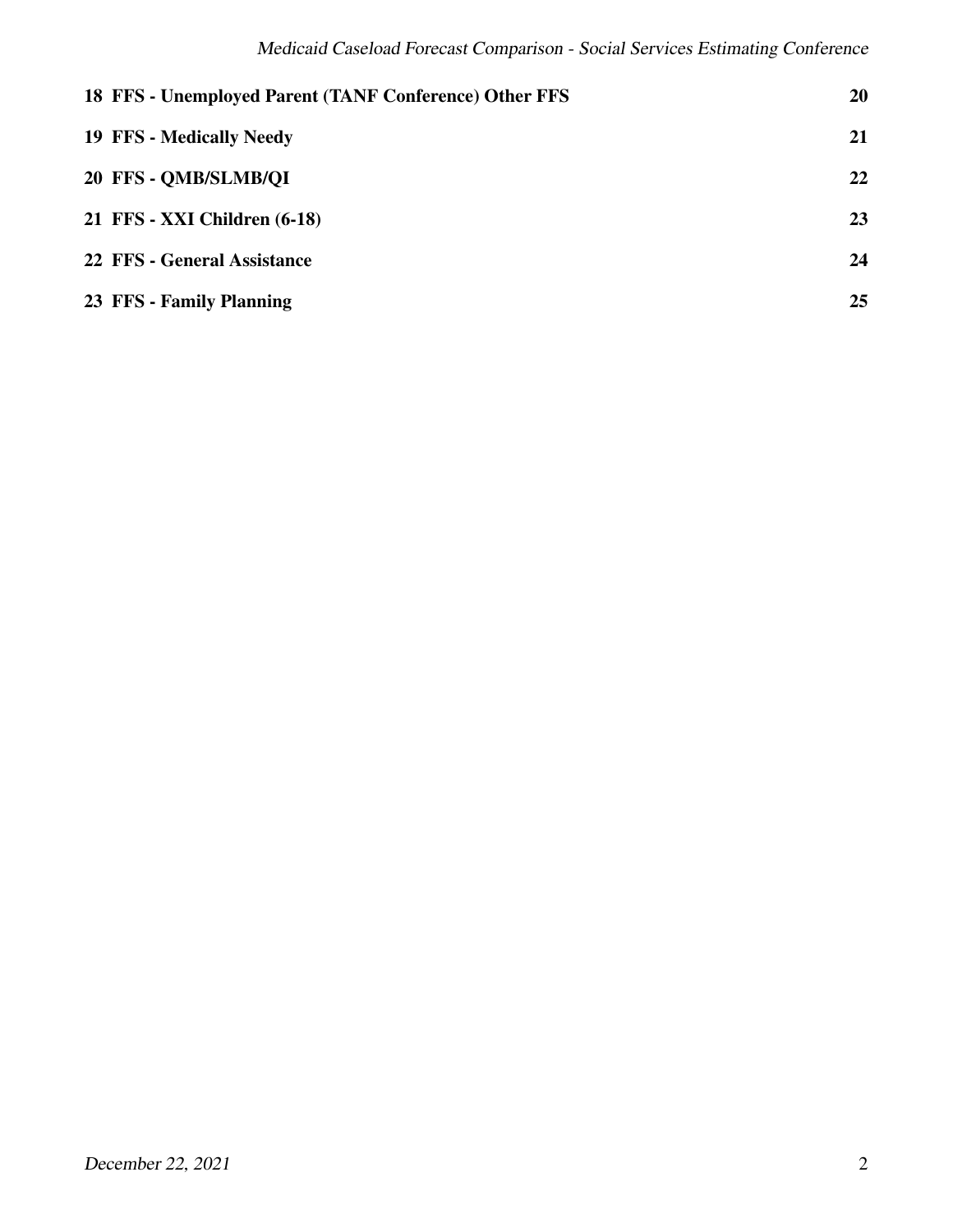**18 FFS - Unemployed Parent (TANF Conference) Other FFS** **20**

**19 FFS - Medically Needy** **21**

**20 FFS - QMB/SLMB/QI** **22**

**21 FFS - XXI Children (6-18)** **23**

**22 FFS - General Assistance** **24**

**23 FFS - Family Planning** **25**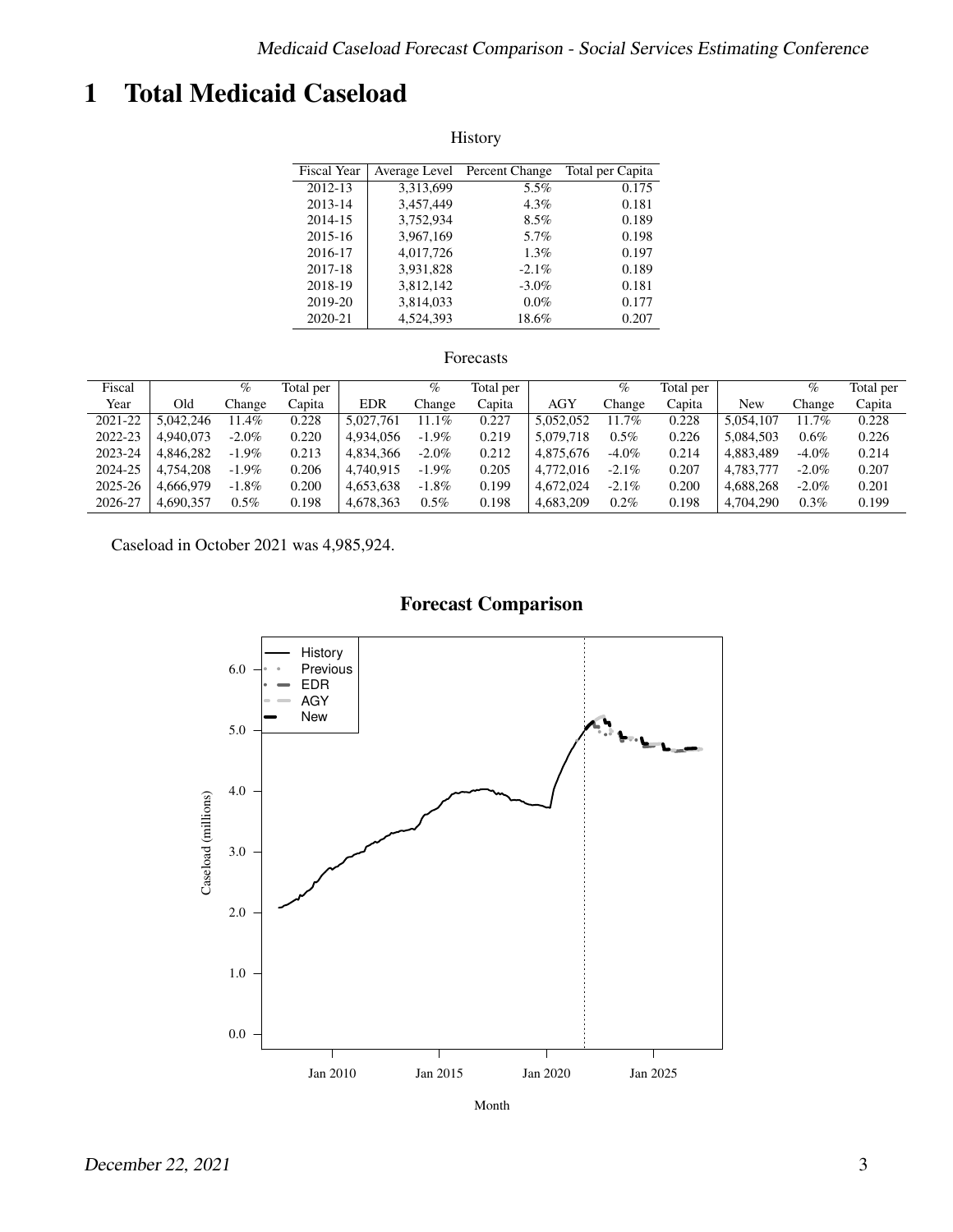# 1 Total Medicaid Caseload

History

| Fiscal Year | Average Level | Percent Change | Total per Capita |
|---|---|---|---|
| 2012-13 | 3,313,699 | 5.5% | 0.175 |
| 2013-14 | 3,457,449 | 4.3% | 0.181 |
| 2014-15 | 3,752,934 | 8.5% | 0.189 |
| 2015-16 | 3,967,169 | 5.7% | 0.198 |
| 2016-17 | 4,017,726 | 1.3% | 0.197 |
| 2017-18 | 3,931,828 | -2.1% | 0.189 |
| 2018-19 | 3,812,142 | -3.0% | 0.181 |
| 2019-20 | 3,814,033 | 0.0% | 0.177 |
| 2020-21 | 4,524,393 | 18.6% | 0.207 |

Forecasts

| Fiscal Year | Old | % Change | Total per Capita | EDR | % Change | Total per Capita | AGY | % Change | Total per Capita | New | % Change | Total per Capita |
|---|---|---|---|---|---|---|---|---|---|---|---|---|
| 2021-22 | 5,042,246 | 11.4% | 0.228 | 5,027,761 | 11.1% | 0.227 | 5,052,052 | 11.7% | 0.228 | 5,054,107 | 11.7% | 0.228 |
| 2022-23 | 4,940,073 | -2.0% | 0.220 | 4,934,056 | -1.9% | 0.219 | 5,079,718 | 0.5% | 0.226 | 5,084,503 | 0.6% | 0.226 |
| 2023-24 | 4,846,282 | -1.9% | 0.213 | 4,834,366 | -2.0% | 0.212 | 4,875,676 | -4.0% | 0.214 | 4,883,489 | -4.0% | 0.214 |
| 2024-25 | 4,754,208 | -1.9% | 0.206 | 4,740,915 | -1.9% | 0.205 | 4,772,016 | -2.1% | 0.207 | 4,783,777 | -2.0% | 0.207 |
| 2025-26 | 4,666,979 | -1.8% | 0.200 | 4,653,638 | -1.8% | 0.199 | 4,672,024 | -2.1% | 0.200 | 4,688,268 | -2.0% | 0.201 |
| 2026-27 | 4,690,357 | 0.5% | 0.198 | 4,678,363 | 0.5% | 0.198 | 4,683,209 | 0.2% | 0.198 | 4,704,290 | 0.3% | 0.199 |

Caseload in October 2021 was 4,985,924.

## Forecast Comparison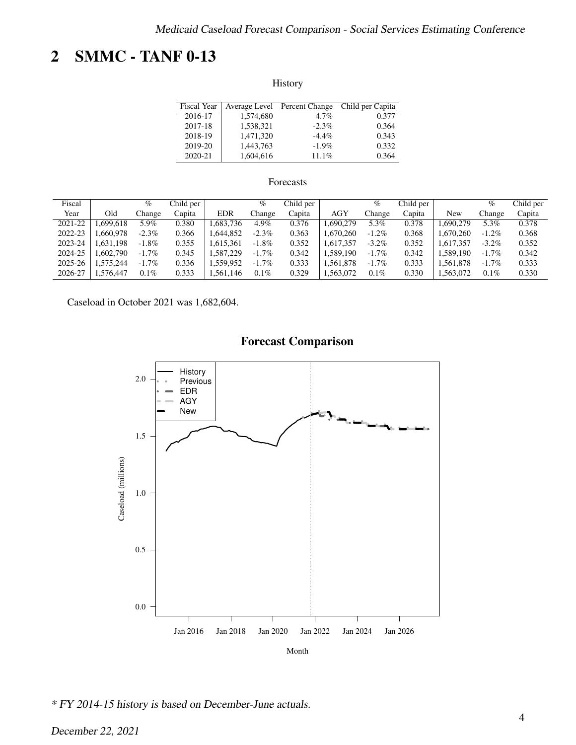## 2 SMMC - TANF 0-13

History

| Fiscal Year | Average Level | Percent Change | Child per Capita |
|---|---|---|---|
| 2016-17 | 1,574,680 | 4.7% | 0.377 |
| 2017-18 | 1,538,321 | -2.3% | 0.364 |
| 2018-19 | 1,471,320 | -4.4% | 0.343 |
| 2019-20 | 1,443,763 | -1.9% | 0.332 |
| 2020-21 | 1,604,616 | 11.1% | 0.364 |

Forecasts

| Fiscal Year | Old | % Change | Child per Capita | EDR | % Change | Child per Capita | AGY | % Change | Child per Capita | New | % Change | Child per Capita |
|---|---|---|---|---|---|---|---|---|---|---|---|---|
| 2021-22 | 1,699,618 | 5.9% | 0.380 | 1,683,736 | 4.9% | 0.376 | 1,690,279 | 5.3% | 0.378 | 1,690,279 | 5.3% | 0.378 |
| 2022-23 | 1,660,978 | -2.3% | 0.366 | 1,644,852 | -2.3% | 0.363 | 1,670,260 | -1.2% | 0.368 | 1,670,260 | -1.2% | 0.368 |
| 2023-24 | 1,631,198 | -1.8% | 0.355 | 1,615,361 | -1.8% | 0.352 | 1,617,357 | -3.2% | 0.352 | 1,617,357 | -3.2% | 0.352 |
| 2024-25 | 1,602,790 | -1.7% | 0.345 | 1,587,229 | -1.7% | 0.342 | 1,589,190 | -1.7% | 0.342 | 1,589,190 | -1.7% | 0.342 |
| 2025-26 | 1,575,244 | -1.7% | 0.336 | 1,559,952 | -1.7% | 0.333 | 1,561,878 | -1.7% | 0.333 | 1,561,878 | -1.7% | 0.333 |
| 2026-27 | 1,576,447 | 0.1% | 0.333 | 1,561,146 | 0.1% | 0.329 | 1,563,072 | 0.1% | 0.330 | 1,563,072 | 0.1% | 0.330 |

Caseload in October 2021 was 1,682,604.

**Forecast Comparison**

*\* FY 2014-15 history is based on December-June actuals.*

*December 22, 2021*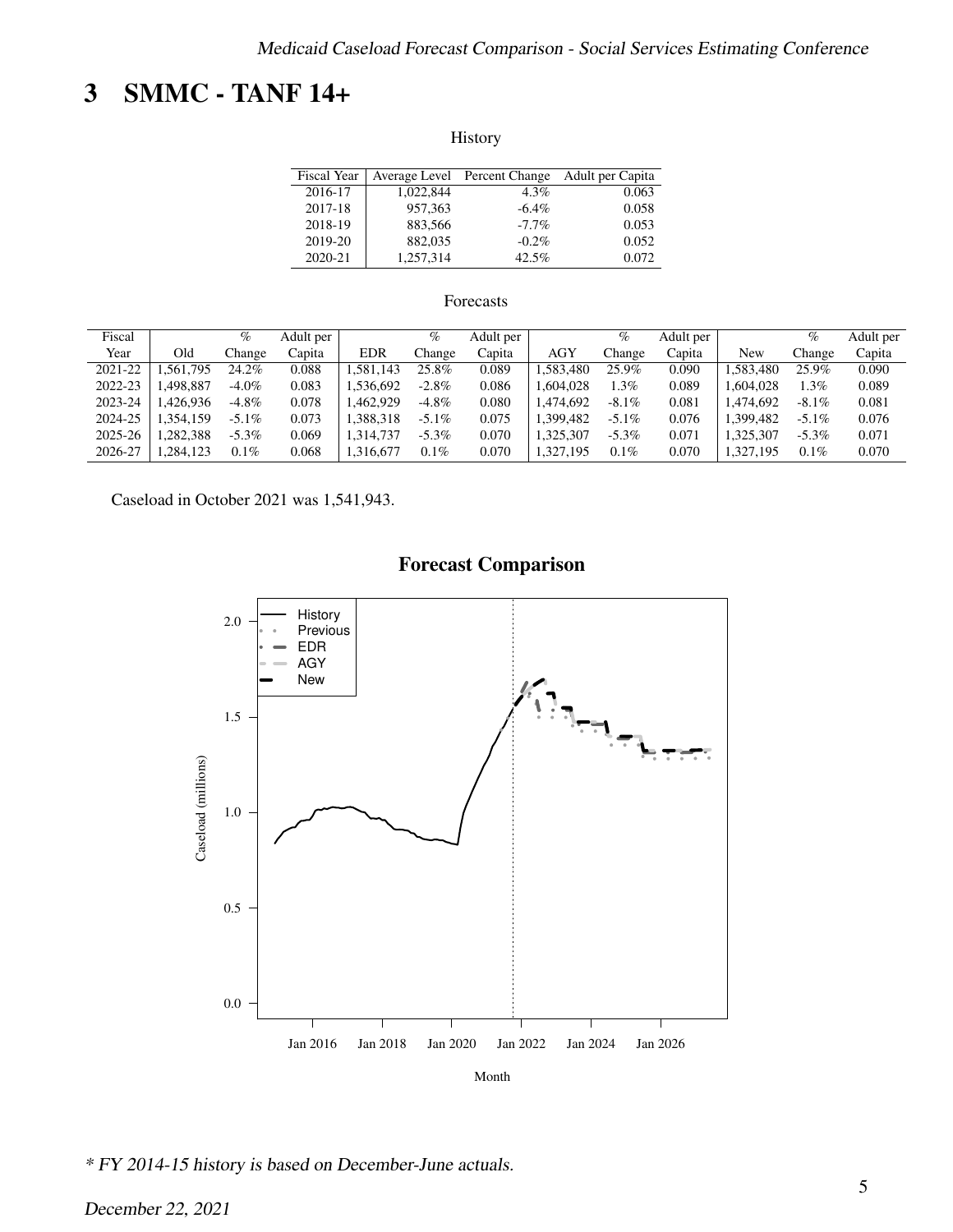# 3 SMMC - TANF 14+

History

| Fiscal Year | Average Level | Percent Change | Adult per Capita |
|---|---|---|---|
| 2016-17 | 1,022,844 | 4.3% | 0.063 |
| 2017-18 | 957,363 | -6.4% | 0.058 |
| 2018-19 | 883,566 | -7.7% | 0.053 |
| 2019-20 | 882,035 | -0.2% | 0.052 |
| 2020-21 | 1,257,314 | 42.5% | 0.072 |

Forecasts

| Fiscal Year | Old | % Change | Adult per Capita | EDR | % Change | Adult per Capita | AGY | % Change | Adult per Capita | New | % Change | Adult per Capita |
|---|---|---|---|---|---|---|---|---|---|---|---|---|
| 2021-22 | 1,561,795 | 24.2% | 0.088 | 1,581,143 | 25.8% | 0.089 | 1,583,480 | 25.9% | 0.090 | 1,583,480 | 25.9% | 0.090 |
| 2022-23 | 1,498,887 | -4.0% | 0.083 | 1,536,692 | -2.8% | 0.086 | 1,604,028 | 1.3% | 0.089 | 1,604,028 | 1.3% | 0.089 |
| 2023-24 | 1,426,936 | -4.8% | 0.078 | 1,462,929 | -4.8% | 0.080 | 1,474,692 | -8.1% | 0.081 | 1,474,692 | -8.1% | 0.081 |
| 2024-25 | 1,354,159 | -5.1% | 0.073 | 1,388,318 | -5.1% | 0.075 | 1,399,482 | -5.1% | 0.076 | 1,399,482 | -5.1% | 0.076 |
| 2025-26 | 1,282,388 | -5.3% | 0.069 | 1,314,737 | -5.3% | 0.070 | 1,325,307 | -5.3% | 0.071 | 1,325,307 | -5.3% | 0.071 |
| 2026-27 | 1,284,123 | 0.1% | 0.068 | 1,316,677 | 0.1% | 0.070 | 1,327,195 | 0.1% | 0.070 | 1,327,195 | 0.1% | 0.070 |

Caseload in October 2021 was 1,541,943.

**Forecast Comparison**

*\* FY 2014-15 history is based on December-June actuals.*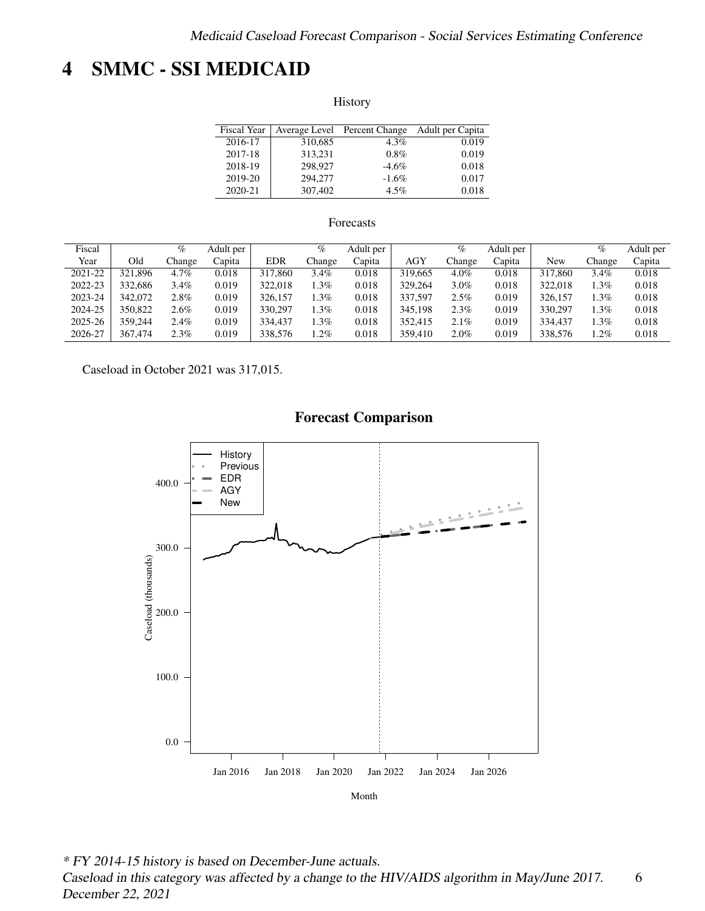# 4 SMMC - SSI MEDICAID

History

| Fiscal Year | Average Level | Percent Change | Adult per Capita |
|---|---|---|---|
| 2016-17 | 310,685 | 4.3% | 0.019 |
| 2017-18 | 313,231 | 0.8% | 0.019 |
| 2018-19 | 298,927 | -4.6% | 0.018 |
| 2019-20 | 294,277 | -1.6% | 0.017 |
| 2020-21 | 307,402 | 4.5% | 0.018 |

Forecasts

| Fiscal Year | Old | % Change | Adult per Capita | EDR | % Change | Adult per Capita | AGY | % Change | Adult per Capita | New | % Change | Adult per Capita |
|---|---|---|---|---|---|---|---|---|---|---|---|---|
| 2021-22 | 321,896 | 4.7% | 0.018 | 317,860 | 3.4% | 0.018 | 319,665 | 4.0% | 0.018 | 317,860 | 3.4% | 0.018 |
| 2022-23 | 332,686 | 3.4% | 0.019 | 322,018 | 1.3% | 0.018 | 329,264 | 3.0% | 0.018 | 322,018 | 1.3% | 0.018 |
| 2023-24 | 342,072 | 2.8% | 0.019 | 326,157 | 1.3% | 0.018 | 337,597 | 2.5% | 0.019 | 326,157 | 1.3% | 0.018 |
| 2024-25 | 350,822 | 2.6% | 0.019 | 330,297 | 1.3% | 0.018 | 345,198 | 2.3% | 0.019 | 330,297 | 1.3% | 0.018 |
| 2025-26 | 359,244 | 2.4% | 0.019 | 334,437 | 1.3% | 0.018 | 352,415 | 2.1% | 0.019 | 334,437 | 1.3% | 0.018 |
| 2026-27 | 367,474 | 2.3% | 0.019 | 338,576 | 1.2% | 0.018 | 359,410 | 2.0% | 0.019 | 338,576 | 1.2% | 0.018 |

Caseload in October 2021 was 317,015.

**Forecast Comparison**

*\* FY 2014-15 history is based on December-June actuals.*
*Caseload in this category was affected by a change to the HIV/AIDS algorithm in May/June 2017.*
*December 22, 2021*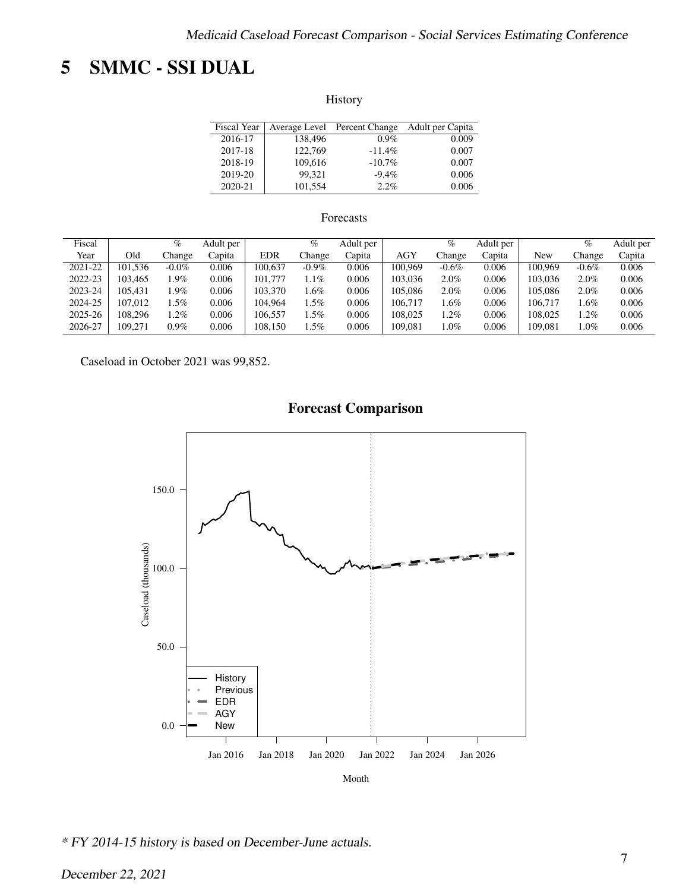# 5 SMMC - SSI DUAL

History

| Fiscal Year | Average Level | Percent Change | Adult per Capita |
|---|---|---|---|
| 2016-17 | 138,496 | 0.9% | 0.009 |
| 2017-18 | 122,769 | -11.4% | 0.007 |
| 2018-19 | 109,616 | -10.7% | 0.007 |
| 2019-20 | 99,321 | -9.4% | 0.006 |
| 2020-21 | 101,554 | 2.2% | 0.006 |

Forecasts

| Fiscal Year | Old | % Change | Adult per Capita | EDR | % Change | Adult per Capita | AGY | % Change | Adult per Capita | New | % Change | Adult per Capita |
|---|---|---|---|---|---|---|---|---|---|---|---|---|
| 2021-22 | 101,536 | -0.0% | 0.006 | 100,637 | -0.9% | 0.006 | 100,969 | -0.6% | 0.006 | 100,969 | -0.6% | 0.006 |
| 2022-23 | 103,465 | 1.9% | 0.006 | 101,777 | 1.1% | 0.006 | 103,036 | 2.0% | 0.006 | 103,036 | 2.0% | 0.006 |
| 2023-24 | 105,431 | 1.9% | 0.006 | 103,370 | 1.6% | 0.006 | 105,086 | 2.0% | 0.006 | 105,086 | 2.0% | 0.006 |
| 2024-25 | 107,012 | 1.5% | 0.006 | 104,964 | 1.5% | 0.006 | 106,717 | 1.6% | 0.006 | 106,717 | 1.6% | 0.006 |
| 2025-26 | 108,296 | 1.2% | 0.006 | 106,557 | 1.5% | 0.006 | 108,025 | 1.2% | 0.006 | 108,025 | 1.2% | 0.006 |
| 2026-27 | 109,271 | 0.9% | 0.006 | 108,150 | 1.5% | 0.006 | 109,081 | 1.0% | 0.006 | 109,081 | 1.0% | 0.006 |

Caseload in October 2021 was 99,852.

**Forecast Comparison**

* FY 2014-15 history is based on December-June actuals.

*December 22, 2021*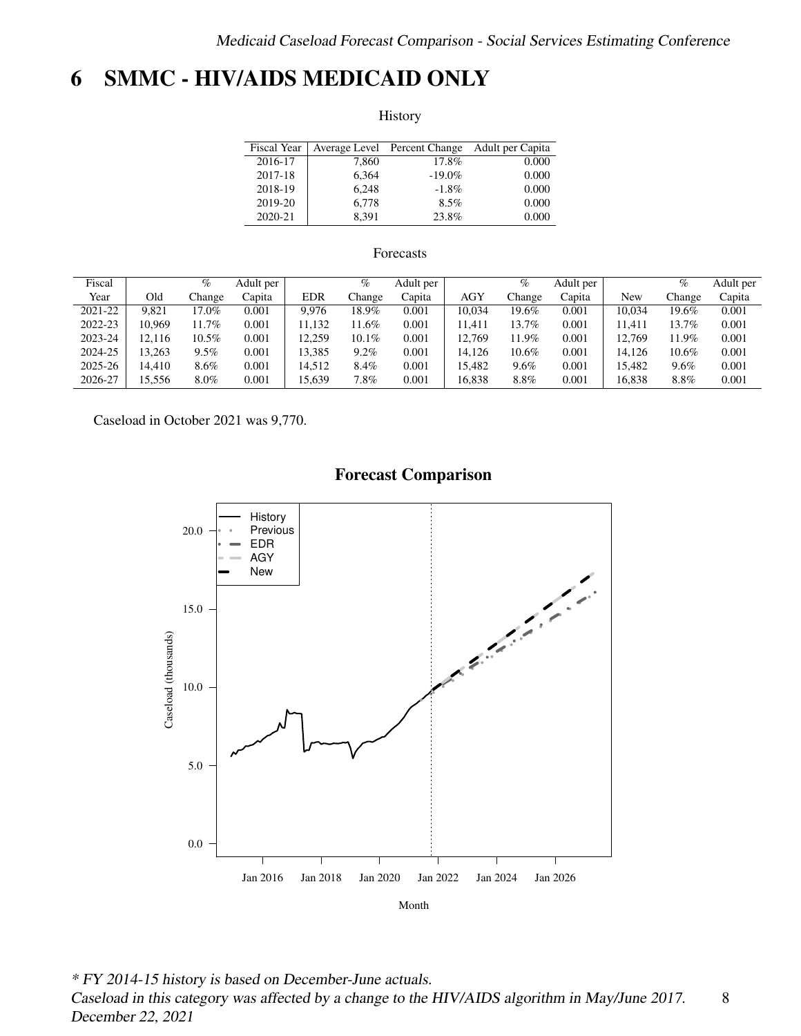# 6 SMMC - HIV/AIDS MEDICAID ONLY

History

| Fiscal Year | Average Level | Percent Change | Adult per Capita |
|---|---|---|---|
| 2016-17 | 7,860 | 17.8% | 0.000 |
| 2017-18 | 6,364 | -19.0% | 0.000 |
| 2018-19 | 6,248 | -1.8% | 0.000 |
| 2019-20 | 6,778 | 8.5% | 0.000 |
| 2020-21 | 8,391 | 23.8% | 0.000 |

Forecasts

| Fiscal Year | Old | % Change | Adult per Capita | EDR | % Change | Adult per Capita | AGY | % Change | Adult per Capita | New | % Change | Adult per Capita |
|---|---|---|---|---|---|---|---|---|---|---|---|---|
| 2021-22 | 9,821 | 17.0% | 0.001 | 9,976 | 18.9% | 0.001 | 10,034 | 19.6% | 0.001 | 10,034 | 19.6% | 0.001 |
| 2022-23 | 10,969 | 11.7% | 0.001 | 11,132 | 11.6% | 0.001 | 11,411 | 13.7% | 0.001 | 11,411 | 13.7% | 0.001 |
| 2023-24 | 12,116 | 10.5% | 0.001 | 12,259 | 10.1% | 0.001 | 12,769 | 11.9% | 0.001 | 12,769 | 11.9% | 0.001 |
| 2024-25 | 13,263 | 9.5% | 0.001 | 13,385 | 9.2% | 0.001 | 14,126 | 10.6% | 0.001 | 14,126 | 10.6% | 0.001 |
| 2025-26 | 14,410 | 8.6% | 0.001 | 14,512 | 8.4% | 0.001 | 15,482 | 9.6% | 0.001 | 15,482 | 9.6% | 0.001 |
| 2026-27 | 15,556 | 8.0% | 0.001 | 15,639 | 7.8% | 0.001 | 16,838 | 8.8% | 0.001 | 16,838 | 8.8% | 0.001 |

Caseload in October 2021 was 9,770.

**Forecast Comparison**

*\* FY 2014-15 history is based on December-June actuals.*

*Caseload in this category was affected by a change to the HIV/AIDS algorithm in May/June 2017.*

*December 22, 2021*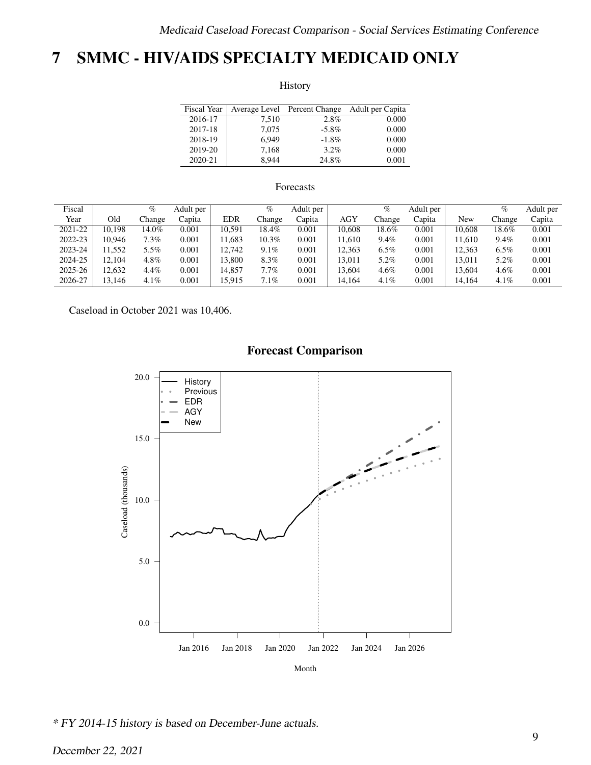# 7 SMMC - HIV/AIDS SPECIALTY MEDICAID ONLY

History

| Fiscal Year | Average Level | Percent Change | Adult per Capita |
|---|---|---|---|
| 2016-17 | 7,510 | 2.8% | 0.000 |
| 2017-18 | 7,075 | -5.8% | 0.000 |
| 2018-19 | 6,949 | -1.8% | 0.000 |
| 2019-20 | 7,168 | 3.2% | 0.000 |
| 2020-21 | 8,944 | 24.8% | 0.001 |

Forecasts

| Fiscal Year | Old | % Change | Adult per Capita | EDR | % Change | Adult per Capita | AGY | % Change | Adult per Capita | New | % Change | Adult per Capita |
|---|---|---|---|---|---|---|---|---|---|---|---|---|
| 2021-22 | 10,198 | 14.0% | 0.001 | 10,591 | 18.4% | 0.001 | 10,608 | 18.6% | 0.001 | 10,608 | 18.6% | 0.001 |
| 2022-23 | 10,946 | 7.3% | 0.001 | 11,683 | 10.3% | 0.001 | 11,610 | 9.4% | 0.001 | 11,610 | 9.4% | 0.001 |
| 2023-24 | 11,552 | 5.5% | 0.001 | 12,742 | 9.1% | 0.001 | 12,363 | 6.5% | 0.001 | 12,363 | 6.5% | 0.001 |
| 2024-25 | 12,104 | 4.8% | 0.001 | 13,800 | 8.3% | 0.001 | 13,011 | 5.2% | 0.001 | 13,011 | 5.2% | 0.001 |
| 2025-26 | 12,632 | 4.4% | 0.001 | 14,857 | 7.7% | 0.001 | 13,604 | 4.6% | 0.001 | 13,604 | 4.6% | 0.001 |
| 2026-27 | 13,146 | 4.1% | 0.001 | 15,915 | 7.1% | 0.001 | 14,164 | 4.1% | 0.001 | 14,164 | 4.1% | 0.001 |

Caseload in October 2021 was 10,406.

**Forecast Comparison**

*\* FY 2014-15 history is based on December-June actuals.*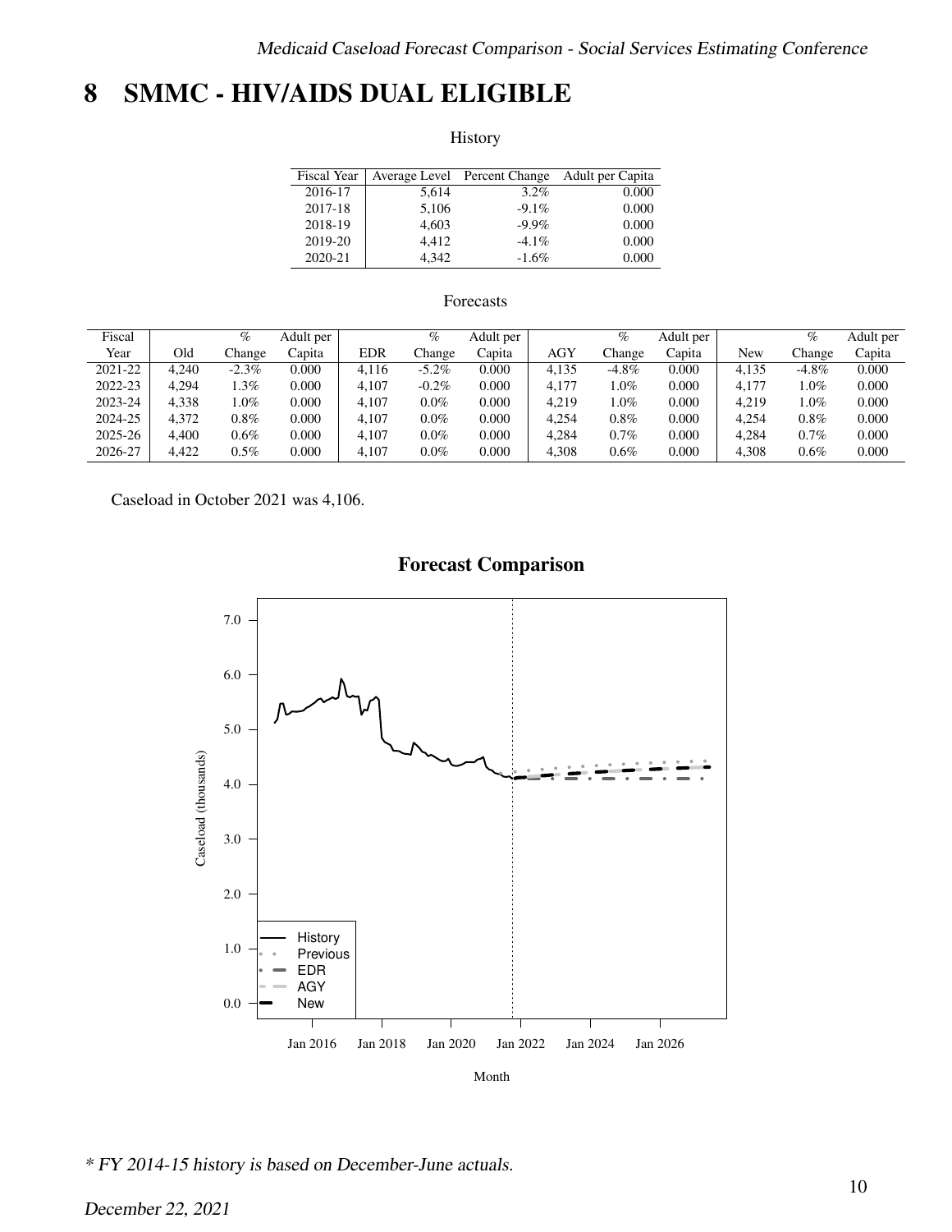# 8 SMMC - HIV/AIDS DUAL ELIGIBLE

History

| Fiscal Year | Average Level | Percent Change | Adult per Capita |
|---|---|---|---|
| 2016-17 | 5,614 | 3.2% | 0.000 |
| 2017-18 | 5,106 | -9.1% | 0.000 |
| 2018-19 | 4,603 | -9.9% | 0.000 |
| 2019-20 | 4,412 | -4.1% | 0.000 |
| 2020-21 | 4,342 | -1.6% | 0.000 |

Forecasts

| Fiscal Year | Old | % Change | Adult per Capita | EDR | % Change | Adult per Capita | AGY | % Change | Adult per Capita | New | % Change | Adult per Capita |
|---|---|---|---|---|---|---|---|---|---|---|---|---|
| 2021-22 | 4,240 | -2.3% | 0.000 | 4,116 | -5.2% | 0.000 | 4,135 | -4.8% | 0.000 | 4,135 | -4.8% | 0.000 |
| 2022-23 | 4,294 | 1.3% | 0.000 | 4,107 | -0.2% | 0.000 | 4,177 | 1.0% | 0.000 | 4,177 | 1.0% | 0.000 |
| 2023-24 | 4,338 | 1.0% | 0.000 | 4,107 | 0.0% | 0.000 | 4,219 | 1.0% | 0.000 | 4,219 | 1.0% | 0.000 |
| 2024-25 | 4,372 | 0.8% | 0.000 | 4,107 | 0.0% | 0.000 | 4,254 | 0.8% | 0.000 | 4,254 | 0.8% | 0.000 |
| 2025-26 | 4,400 | 0.6% | 0.000 | 4,107 | 0.0% | 0.000 | 4,284 | 0.7% | 0.000 | 4,284 | 0.7% | 0.000 |
| 2026-27 | 4,422 | 0.5% | 0.000 | 4,107 | 0.0% | 0.000 | 4,308 | 0.6% | 0.000 | 4,308 | 0.6% | 0.000 |

Caseload in October 2021 was 4,106.

## Forecast Comparison

* FY 2014-15 history is based on December-June actuals.

December 22, 2021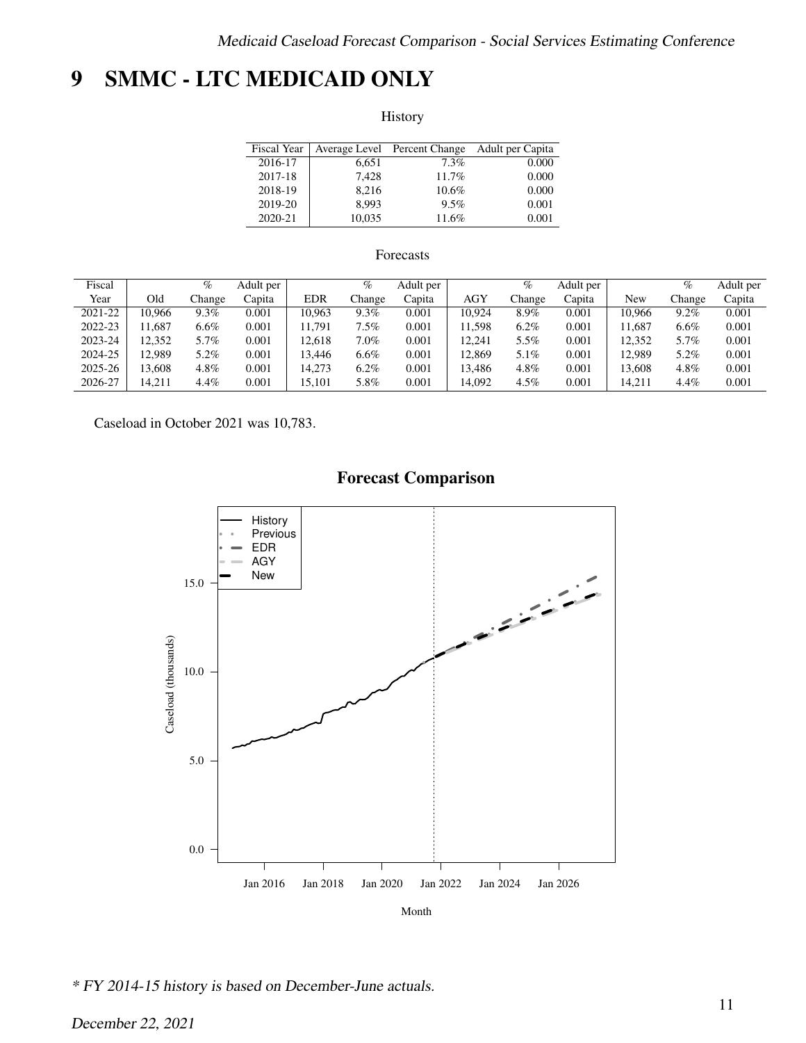# 9 SMMC - LTC MEDICAID ONLY

History

| Fiscal Year | Average Level | Percent Change | Adult per Capita |
|---|---|---|---|
| 2016-17 | 6,651 | 7.3% | 0.000 |
| 2017-18 | 7,428 | 11.7% | 0.000 |
| 2018-19 | 8,216 | 10.6% | 0.000 |
| 2019-20 | 8,993 | 9.5% | 0.001 |
| 2020-21 | 10,035 | 11.6% | 0.001 |

Forecasts

| Fiscal Year | Old | % Change | Adult per Capita | EDR | % Change | Adult per Capita | AGY | % Change | Adult per Capita | New | % Change | Adult per Capita |
|---|---|---|---|---|---|---|---|---|---|---|---|---|
| 2021-22 | 10,966 | 9.3% | 0.001 | 10,963 | 9.3% | 0.001 | 10,924 | 8.9% | 0.001 | 10,966 | 9.2% | 0.001 |
| 2022-23 | 11,687 | 6.6% | 0.001 | 11,791 | 7.5% | 0.001 | 11,598 | 6.2% | 0.001 | 11,687 | 6.6% | 0.001 |
| 2023-24 | 12,352 | 5.7% | 0.001 | 12,618 | 7.0% | 0.001 | 12,241 | 5.5% | 0.001 | 12,352 | 5.7% | 0.001 |
| 2024-25 | 12,989 | 5.2% | 0.001 | 13,446 | 6.6% | 0.001 | 12,869 | 5.1% | 0.001 | 12,989 | 5.2% | 0.001 |
| 2025-26 | 13,608 | 4.8% | 0.001 | 14,273 | 6.2% | 0.001 | 13,486 | 4.8% | 0.001 | 13,608 | 4.8% | 0.001 |
| 2026-27 | 14,211 | 4.4% | 0.001 | 15,101 | 5.8% | 0.001 | 14,092 | 4.5% | 0.001 | 14,211 | 4.4% | 0.001 |

Caseload in October 2021 was 10,783.

## Forecast Comparison

*\* FY 2014-15 history is based on December-June actuals.*

*December 22, 2021*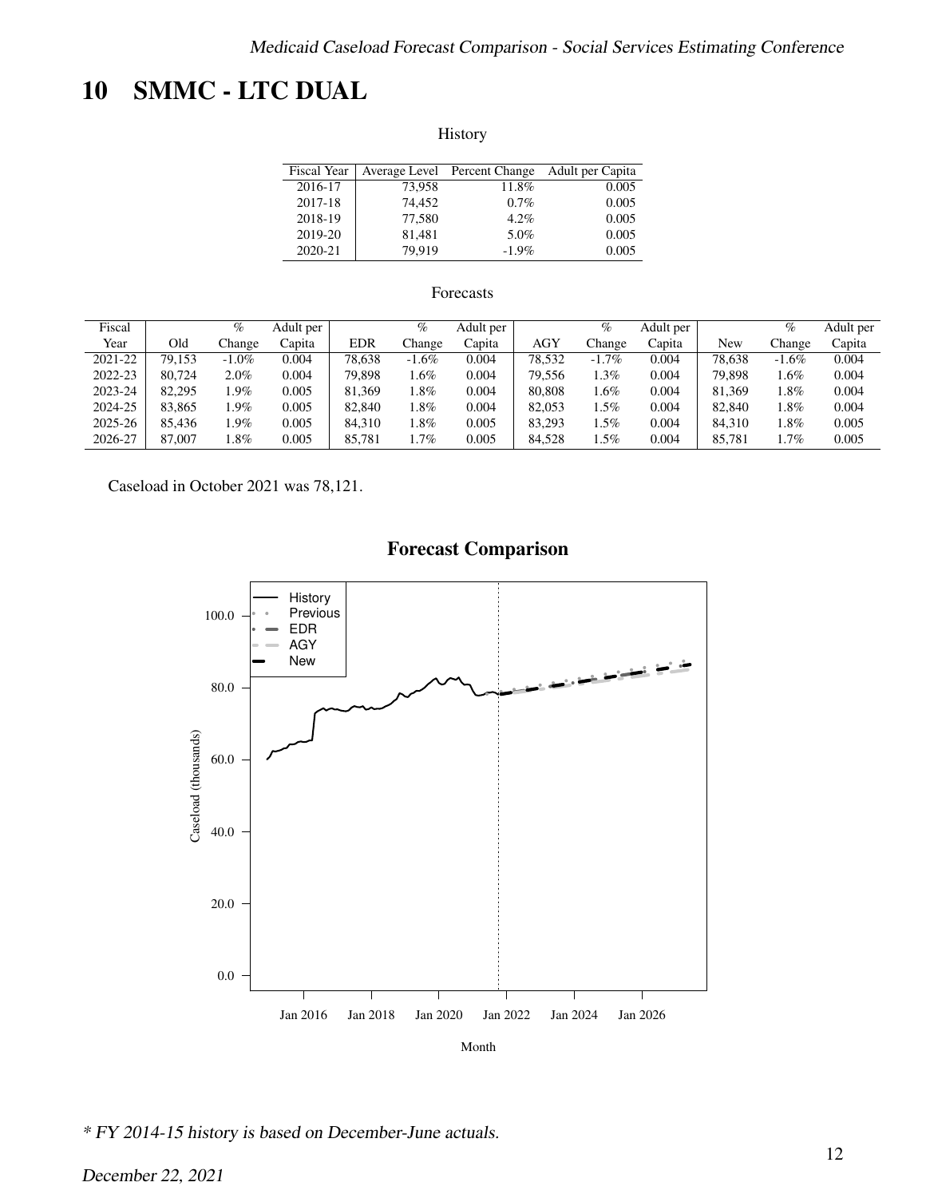# 10 SMMC - LTC DUAL

History

| Fiscal Year | Average Level | Percent Change | Adult per Capita |
|---|---|---|---|
| 2016-17 | 73,958 | 11.8% | 0.005 |
| 2017-18 | 74,452 | 0.7% | 0.005 |
| 2018-19 | 77,580 | 4.2% | 0.005 |
| 2019-20 | 81,481 | 5.0% | 0.005 |
| 2020-21 | 79,919 | -1.9% | 0.005 |

Forecasts

| Fiscal Year | Old | % Change | Adult per Capita | EDR | % Change | Adult per Capita | AGY | % Change | Adult per Capita | New | % Change | Adult per Capita |
|---|---|---|---|---|---|---|---|---|---|---|---|---|
| 2021-22 | 79,153 | -1.0% | 0.004 | 78,638 | -1.6% | 0.004 | 78,532 | -1.7% | 0.004 | 78,638 | -1.6% | 0.004 |
| 2022-23 | 80,724 | 2.0% | 0.004 | 79,898 | 1.6% | 0.004 | 79,556 | 1.3% | 0.004 | 79,898 | 1.6% | 0.004 |
| 2023-24 | 82,295 | 1.9% | 0.005 | 81,369 | 1.8% | 0.004 | 80,808 | 1.6% | 0.004 | 81,369 | 1.8% | 0.004 |
| 2024-25 | 83,865 | 1.9% | 0.005 | 82,840 | 1.8% | 0.004 | 82,053 | 1.5% | 0.004 | 82,840 | 1.8% | 0.004 |
| 2025-26 | 85,436 | 1.9% | 0.005 | 84,310 | 1.8% | 0.005 | 83,293 | 1.5% | 0.004 | 84,310 | 1.8% | 0.005 |
| 2026-27 | 87,007 | 1.8% | 0.005 | 85,781 | 1.7% | 0.005 | 84,528 | 1.5% | 0.004 | 85,781 | 1.7% | 0.005 |

Caseload in October 2021 was 78,121.

**Forecast Comparison**

*\* FY 2014-15 history is based on December-June actuals.*

*December 22, 2021*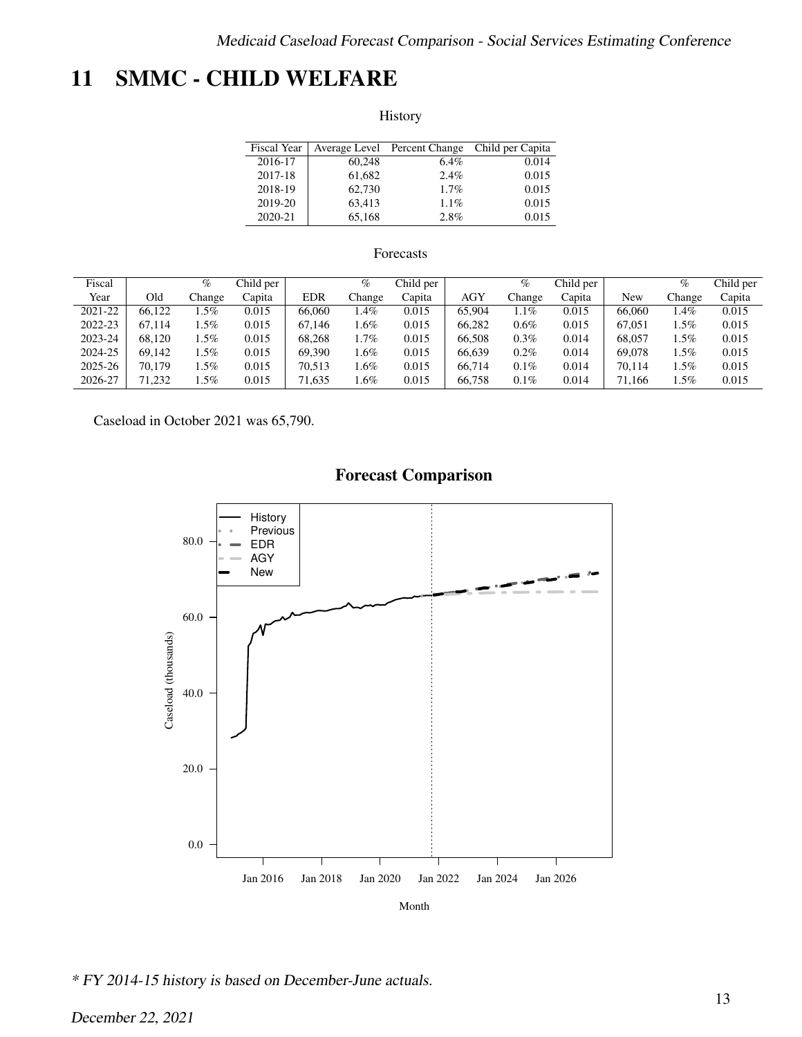# 11 SMMC - CHILD WELFARE

History

| Fiscal Year | Average Level | Percent Change | Child per Capita |
|---|---|---|---|
| 2016-17 | 60,248 | 6.4% | 0.014 |
| 2017-18 | 61,682 | 2.4% | 0.015 |
| 2018-19 | 62,730 | 1.7% | 0.015 |
| 2019-20 | 63,413 | 1.1% | 0.015 |
| 2020-21 | 65,168 | 2.8% | 0.015 |

Forecasts

| Fiscal Year | Old | % Change | Child per Capita | EDR | % Change | Child per Capita | AGY | % Change | Child per Capita | New | % Change | Child per Capita |
|---|---|---|---|---|---|---|---|---|---|---|---|---|
| 2021-22 | 66,122 | 1.5% | 0.015 | 66,060 | 1.4% | 0.015 | 65,904 | 1.1% | 0.015 | 66,060 | 1.4% | 0.015 |
| 2022-23 | 67,114 | 1.5% | 0.015 | 67,146 | 1.6% | 0.015 | 66,282 | 0.6% | 0.015 | 67,051 | 1.5% | 0.015 |
| 2023-24 | 68,120 | 1.5% | 0.015 | 68,268 | 1.7% | 0.015 | 66,508 | 0.3% | 0.014 | 68,057 | 1.5% | 0.015 |
| 2024-25 | 69,142 | 1.5% | 0.015 | 69,390 | 1.6% | 0.015 | 66,639 | 0.2% | 0.014 | 69,078 | 1.5% | 0.015 |
| 2025-26 | 70,179 | 1.5% | 0.015 | 70,513 | 1.6% | 0.015 | 66,714 | 0.1% | 0.014 | 70,114 | 1.5% | 0.015 |
| 2026-27 | 71,232 | 1.5% | 0.015 | 71,635 | 1.6% | 0.015 | 66,758 | 0.1% | 0.014 | 71,166 | 1.5% | 0.015 |

Caseload in October 2021 was 65,790.

**Forecast Comparison**

*\* FY 2014-15 history is based on December-June actuals.*

*December 22, 2021*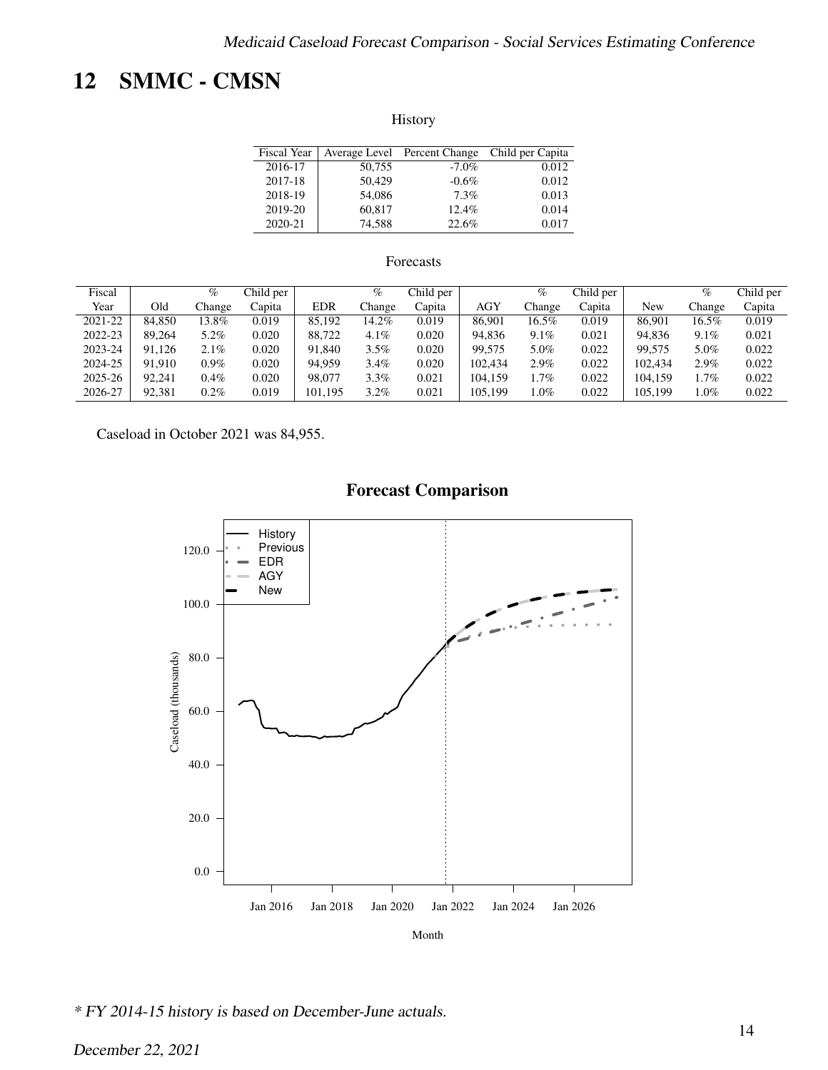# 12 SMMC - CMSN

History

| Fiscal Year | Average Level | Percent Change | Child per Capita |
|---|---|---|---|
| 2016-17 | 50,755 | -7.0% | 0.012 |
| 2017-18 | 50,429 | -0.6% | 0.012 |
| 2018-19 | 54,086 | 7.3% | 0.013 |
| 2019-20 | 60,817 | 12.4% | 0.014 |
| 2020-21 | 74,588 | 22.6% | 0.017 |

Forecasts

| Fiscal Year | Old | % Change | Child per Capita | EDR | % Change | Child per Capita | AGY | % Change | Child per Capita | New | % Change | Child per Capita |
|---|---|---|---|---|---|---|---|---|---|---|---|---|
| 2021-22 | 84,850 | 13.8% | 0.019 | 85,192 | 14.2% | 0.019 | 86,901 | 16.5% | 0.019 | 86,901 | 16.5% | 0.019 |
| 2022-23 | 89,264 | 5.2% | 0.020 | 88,722 | 4.1% | 0.020 | 94,836 | 9.1% | 0.021 | 94,836 | 9.1% | 0.021 |
| 2023-24 | 91,126 | 2.1% | 0.020 | 91,840 | 3.5% | 0.020 | 99,575 | 5.0% | 0.022 | 99,575 | 5.0% | 0.022 |
| 2024-25 | 91,910 | 0.9% | 0.020 | 94,959 | 3.4% | 0.020 | 102,434 | 2.9% | 0.022 | 102,434 | 2.9% | 0.022 |
| 2025-26 | 92,241 | 0.4% | 0.020 | 98,077 | 3.3% | 0.021 | 104,159 | 1.7% | 0.022 | 104,159 | 1.7% | 0.022 |
| 2026-27 | 92,381 | 0.2% | 0.019 | 101,195 | 3.2% | 0.021 | 105,199 | 1.0% | 0.022 | 105,199 | 1.0% | 0.022 |

Caseload in October 2021 was 84,955.

**Forecast Comparison**

*Chart: Caseload (thousands) by Month, Jan 2016 – Jan 2026; series: History, Previous, EDR, AGY, New.*

*\* FY 2014-15 history is based on December-June actuals.*

*December 22, 2021*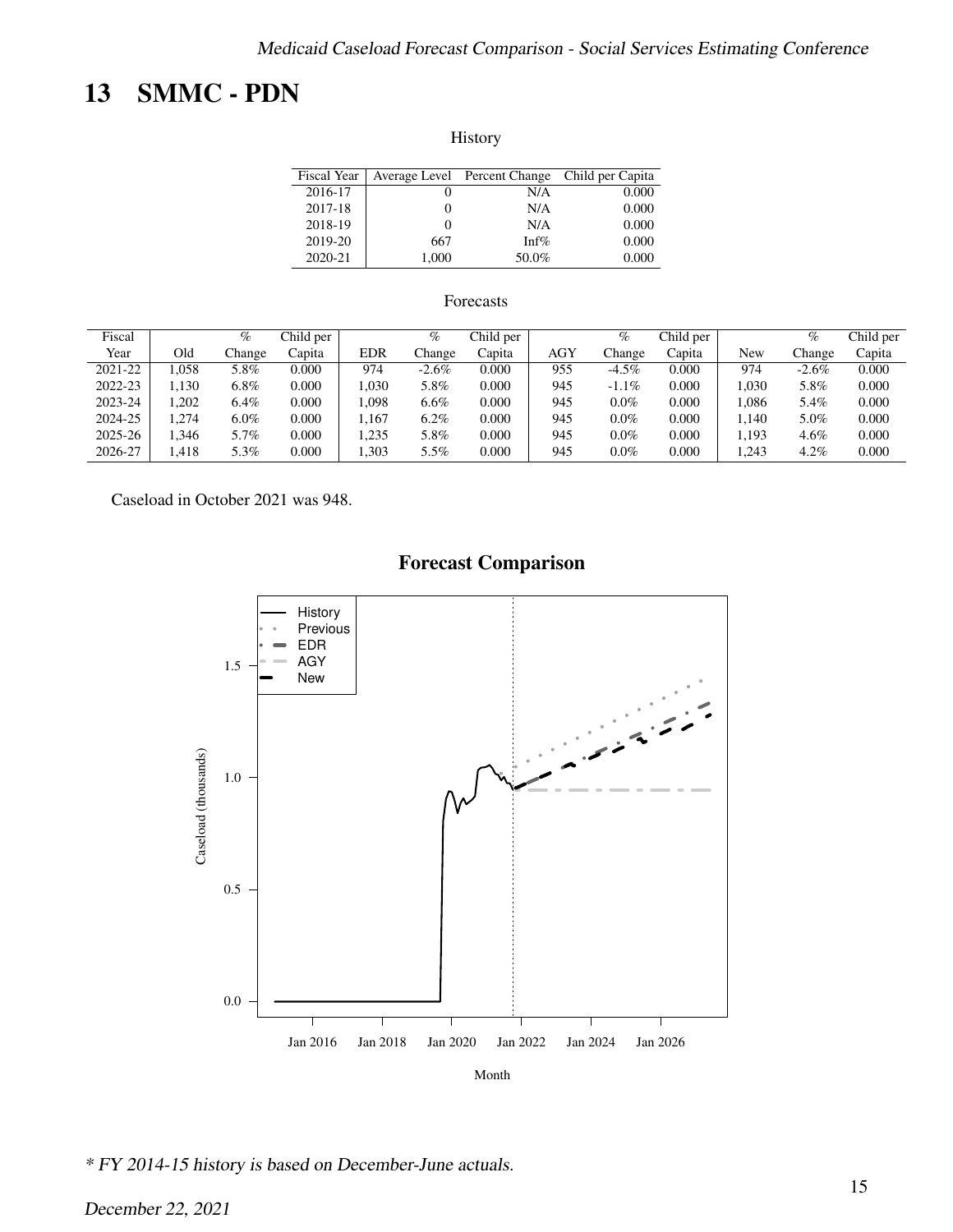# 13 SMMC - PDN

History

| Fiscal Year | Average Level | Percent Change | Child per Capita |
|---|---|---|---|
| 2016-17 | 0 | N/A | 0.000 |
| 2017-18 | 0 | N/A | 0.000 |
| 2018-19 | 0 | N/A | 0.000 |
| 2019-20 | 667 | Inf% | 0.000 |
| 2020-21 | 1,000 | 50.0% | 0.000 |

Forecasts

| Fiscal Year | Old | % Change | Child per Capita | EDR | % Change | Child per Capita | AGY | % Change | Child per Capita | New | % Change | Child per Capita |
|---|---|---|---|---|---|---|---|---|---|---|---|---|
| 2021-22 | 1,058 | 5.8% | 0.000 | 974 | -2.6% | 0.000 | 955 | -4.5% | 0.000 | 974 | -2.6% | 0.000 |
| 2022-23 | 1,130 | 6.8% | 0.000 | 1,030 | 5.8% | 0.000 | 945 | -1.1% | 0.000 | 1,030 | 5.8% | 0.000 |
| 2023-24 | 1,202 | 6.4% | 0.000 | 1,098 | 6.6% | 0.000 | 945 | 0.0% | 0.000 | 1,086 | 5.4% | 0.000 |
| 2024-25 | 1,274 | 6.0% | 0.000 | 1,167 | 6.2% | 0.000 | 945 | 0.0% | 0.000 | 1,140 | 5.0% | 0.000 |
| 2025-26 | 1,346 | 5.7% | 0.000 | 1,235 | 5.8% | 0.000 | 945 | 0.0% | 0.000 | 1,193 | 4.6% | 0.000 |
| 2026-27 | 1,418 | 5.3% | 0.000 | 1,303 | 5.5% | 0.000 | 945 | 0.0% | 0.000 | 1,243 | 4.2% | 0.000 |

Caseload in October 2021 was 948.

**Forecast Comparison**

*\* FY 2014-15 history is based on December-June actuals.*

*December 22, 2021*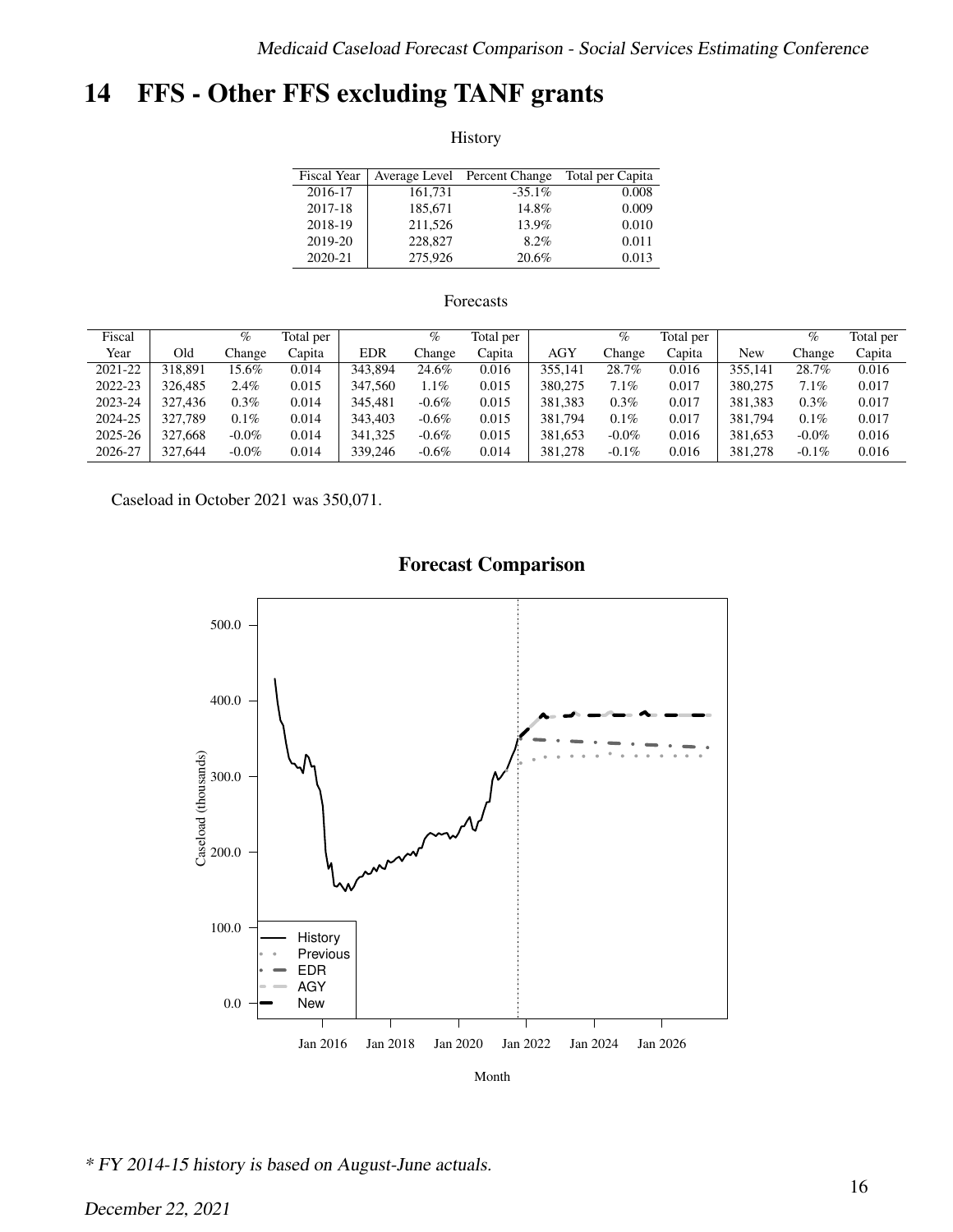# 14 FFS - Other FFS excluding TANF grants

History

| Fiscal Year | Average Level | Percent Change | Total per Capita |
|---|---|---|---|
| 2016-17 | 161,731 | -35.1% | 0.008 |
| 2017-18 | 185,671 | 14.8% | 0.009 |
| 2018-19 | 211,526 | 13.9% | 0.010 |
| 2019-20 | 228,827 | 8.2% | 0.011 |
| 2020-21 | 275,926 | 20.6% | 0.013 |

Forecasts

| Fiscal Year | Old | % Change | Total per Capita | EDR | % Change | Total per Capita | AGY | % Change | Total per Capita | New | % Change | Total per Capita |
|---|---|---|---|---|---|---|---|---|---|---|---|---|
| 2021-22 | 318,891 | 15.6% | 0.014 | 343,894 | 24.6% | 0.016 | 355,141 | 28.7% | 0.016 | 355,141 | 28.7% | 0.016 |
| 2022-23 | 326,485 | 2.4% | 0.015 | 347,560 | 1.1% | 0.015 | 380,275 | 7.1% | 0.017 | 380,275 | 7.1% | 0.017 |
| 2023-24 | 327,436 | 0.3% | 0.014 | 345,481 | -0.6% | 0.015 | 381,383 | 0.3% | 0.017 | 381,383 | 0.3% | 0.017 |
| 2024-25 | 327,789 | 0.1% | 0.014 | 343,403 | -0.6% | 0.015 | 381,794 | 0.1% | 0.017 | 381,794 | 0.1% | 0.017 |
| 2025-26 | 327,668 | -0.0% | 0.014 | 341,325 | -0.6% | 0.015 | 381,653 | -0.0% | 0.016 | 381,653 | -0.0% | 0.016 |
| 2026-27 | 327,644 | -0.0% | 0.014 | 339,246 | -0.6% | 0.014 | 381,278 | -0.1% | 0.016 | 381,278 | -0.1% | 0.016 |

Caseload in October 2021 was 350,071.

**Forecast Comparison**

*\* FY 2014-15 history is based on August-June actuals.*

*December 22, 2021*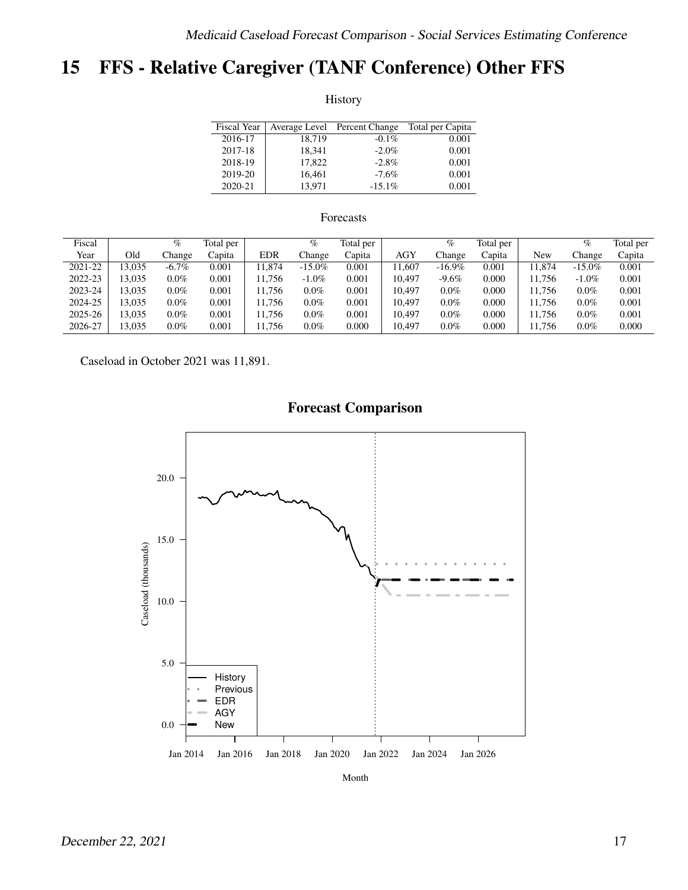# 15 FFS - Relative Caregiver (TANF Conference) Other FFS

History

| Fiscal Year | Average Level | Percent Change | Total per Capita |
|---|---|---|---|
| 2016-17 | 18,719 | -0.1% | 0.001 |
| 2017-18 | 18,341 | -2.0% | 0.001 |
| 2018-19 | 17,822 | -2.8% | 0.001 |
| 2019-20 | 16,461 | -7.6% | 0.001 |
| 2020-21 | 13,971 | -15.1% | 0.001 |

Forecasts

| Fiscal Year | Old | % Change | Total per Capita | EDR | % Change | Total per Capita | AGY | % Change | Total per Capita | New | % Change | Total per Capita |
|---|---|---|---|---|---|---|---|---|---|---|---|---|
| 2021-22 | 13,035 | -6.7% | 0.001 | 11,874 | -15.0% | 0.001 | 11,607 | -16.9% | 0.001 | 11,874 | -15.0% | 0.001 |
| 2022-23 | 13,035 | 0.0% | 0.001 | 11,756 | -1.0% | 0.001 | 10,497 | -9.6% | 0.000 | 11,756 | -1.0% | 0.001 |
| 2023-24 | 13,035 | 0.0% | 0.001 | 11,756 | 0.0% | 0.001 | 10,497 | 0.0% | 0.000 | 11,756 | 0.0% | 0.001 |
| 2024-25 | 13,035 | 0.0% | 0.001 | 11,756 | 0.0% | 0.001 | 10,497 | 0.0% | 0.000 | 11,756 | 0.0% | 0.001 |
| 2025-26 | 13,035 | 0.0% | 0.001 | 11,756 | 0.0% | 0.001 | 10,497 | 0.0% | 0.000 | 11,756 | 0.0% | 0.001 |
| 2026-27 | 13,035 | 0.0% | 0.001 | 11,756 | 0.0% | 0.000 | 10,497 | 0.0% | 0.000 | 11,756 | 0.0% | 0.000 |

Caseload in October 2021 was 11,891.

**Forecast Comparison**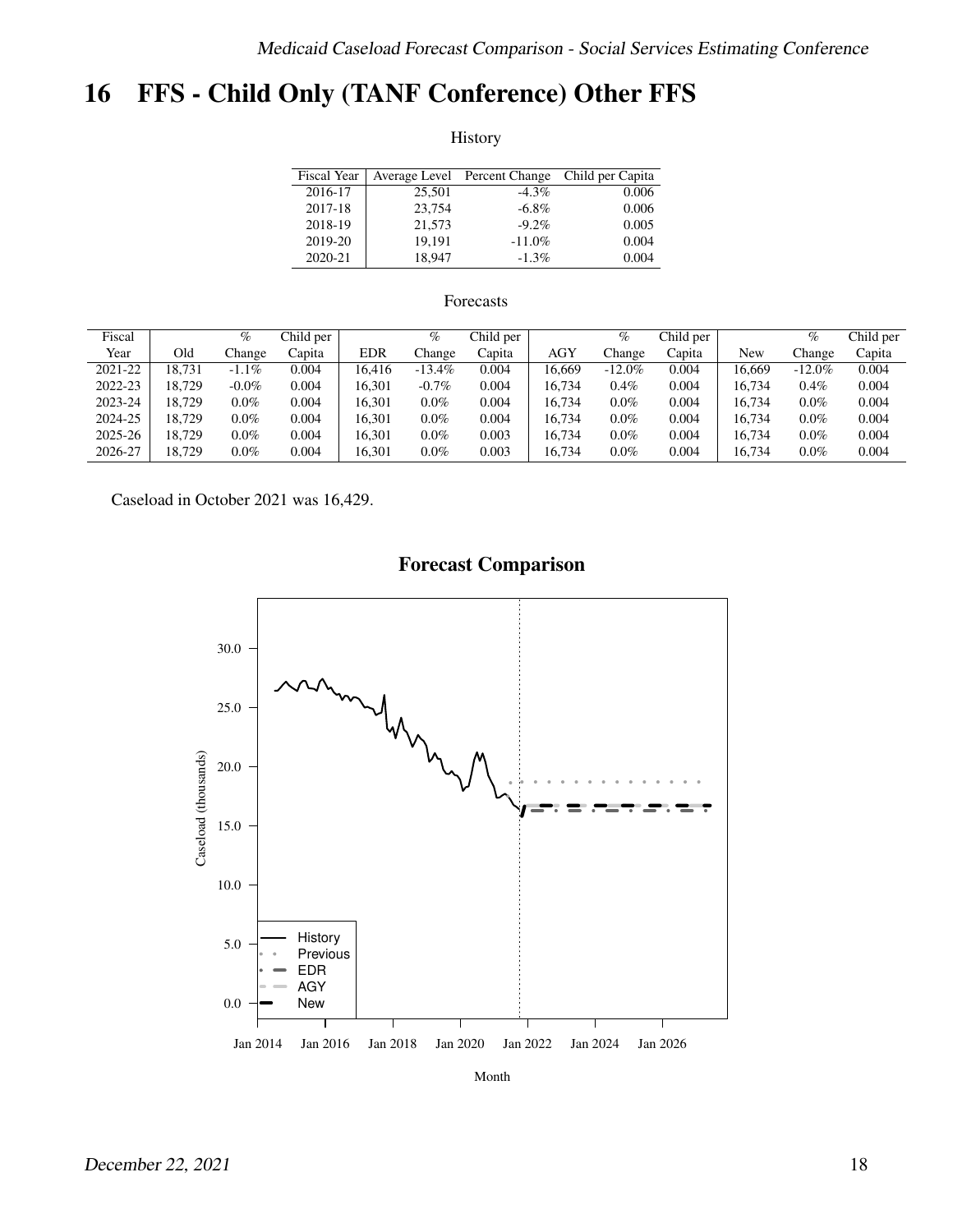# 16 FFS - Child Only (TANF Conference) Other FFS

History

| Fiscal Year | Average Level | Percent Change | Child per Capita |
|---|---|---|---|
| 2016-17 | 25,501 | -4.3% | 0.006 |
| 2017-18 | 23,754 | -6.8% | 0.006 |
| 2018-19 | 21,573 | -9.2% | 0.005 |
| 2019-20 | 19,191 | -11.0% | 0.004 |
| 2020-21 | 18,947 | -1.3% | 0.004 |

Forecasts

| Fiscal Year | Old | % Change | Child per Capita | EDR | % Change | Child per Capita | AGY | % Change | Child per Capita | New | % Change | Child per Capita |
|---|---|---|---|---|---|---|---|---|---|---|---|---|
| 2021-22 | 18,731 | -1.1% | 0.004 | 16,416 | -13.4% | 0.004 | 16,669 | -12.0% | 0.004 | 16,669 | -12.0% | 0.004 |
| 2022-23 | 18,729 | -0.0% | 0.004 | 16,301 | -0.7% | 0.004 | 16,734 | 0.4% | 0.004 | 16,734 | 0.4% | 0.004 |
| 2023-24 | 18,729 | 0.0% | 0.004 | 16,301 | 0.0% | 0.004 | 16,734 | 0.0% | 0.004 | 16,734 | 0.0% | 0.004 |
| 2024-25 | 18,729 | 0.0% | 0.004 | 16,301 | 0.0% | 0.004 | 16,734 | 0.0% | 0.004 | 16,734 | 0.0% | 0.004 |
| 2025-26 | 18,729 | 0.0% | 0.004 | 16,301 | 0.0% | 0.003 | 16,734 | 0.0% | 0.004 | 16,734 | 0.0% | 0.004 |
| 2026-27 | 18,729 | 0.0% | 0.004 | 16,301 | 0.0% | 0.003 | 16,734 | 0.0% | 0.004 | 16,734 | 0.0% | 0.004 |

Caseload in October 2021 was 16,429.

**Forecast Comparison**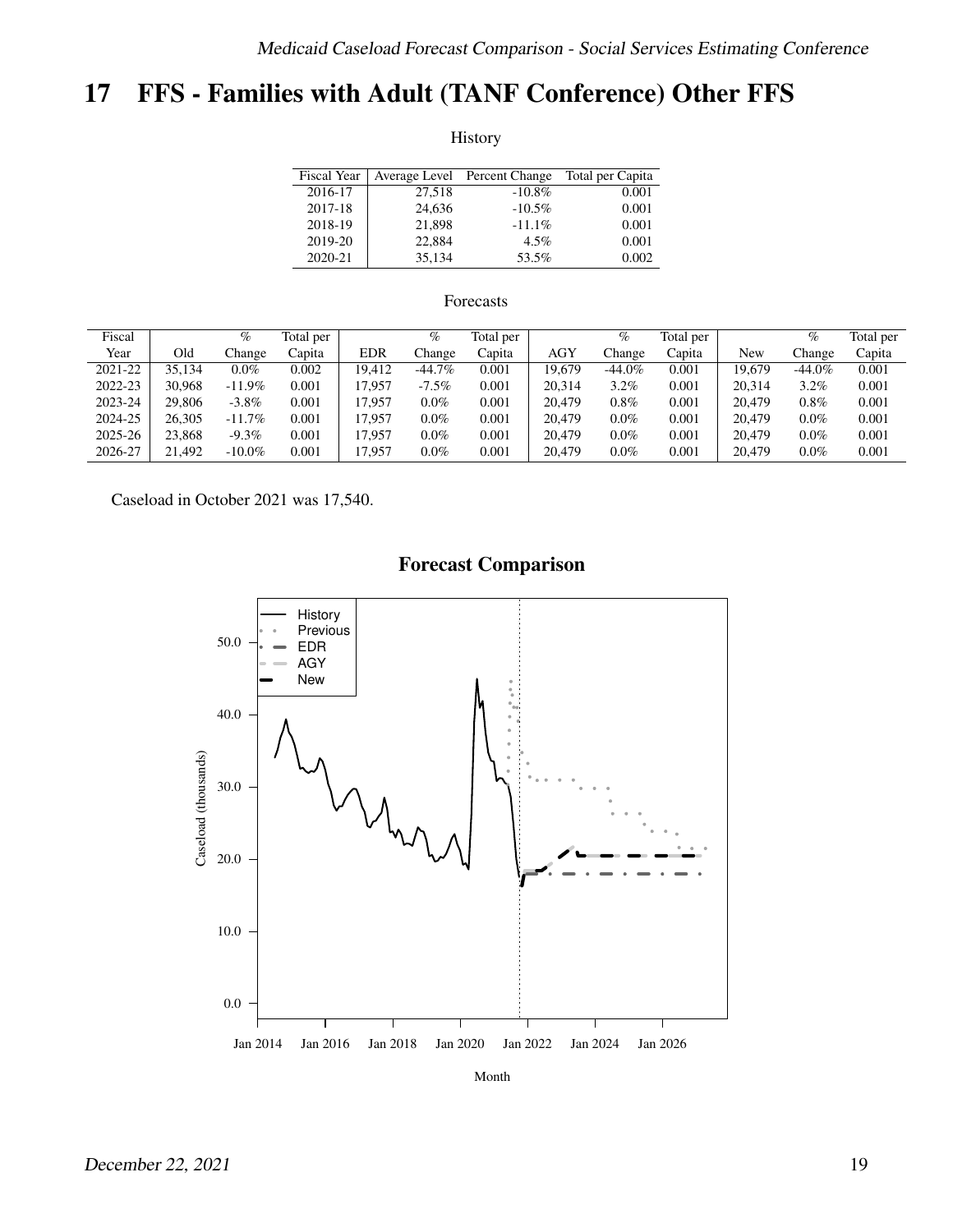# 17 FFS - Families with Adult (TANF Conference) Other FFS

History

| Fiscal Year | Average Level | Percent Change | Total per Capita |
|---|---|---|---|
| 2016-17 | 27,518 | -10.8% | 0.001 |
| 2017-18 | 24,636 | -10.5% | 0.001 |
| 2018-19 | 21,898 | -11.1% | 0.001 |
| 2019-20 | 22,884 | 4.5% | 0.001 |
| 2020-21 | 35,134 | 53.5% | 0.002 |

Forecasts

| Fiscal Year | Old | % Change | Total per Capita | EDR | % Change | Total per Capita | AGY | % Change | Total per Capita | New | % Change | Total per Capita |
|---|---|---|---|---|---|---|---|---|---|---|---|---|
| 2021-22 | 35,134 | 0.0% | 0.002 | 19,412 | -44.7% | 0.001 | 19,679 | -44.0% | 0.001 | 19,679 | -44.0% | 0.001 |
| 2022-23 | 30,968 | -11.9% | 0.001 | 17,957 | -7.5% | 0.001 | 20,314 | 3.2% | 0.001 | 20,314 | 3.2% | 0.001 |
| 2023-24 | 29,806 | -3.8% | 0.001 | 17,957 | 0.0% | 0.001 | 20,479 | 0.8% | 0.001 | 20,479 | 0.8% | 0.001 |
| 2024-25 | 26,305 | -11.7% | 0.001 | 17,957 | 0.0% | 0.001 | 20,479 | 0.0% | 0.001 | 20,479 | 0.0% | 0.001 |
| 2025-26 | 23,868 | -9.3% | 0.001 | 17,957 | 0.0% | 0.001 | 20,479 | 0.0% | 0.001 | 20,479 | 0.0% | 0.001 |
| 2026-27 | 21,492 | -10.0% | 0.001 | 17,957 | 0.0% | 0.001 | 20,479 | 0.0% | 0.001 | 20,479 | 0.0% | 0.001 |

Caseload in October 2021 was 17,540.

## Forecast Comparison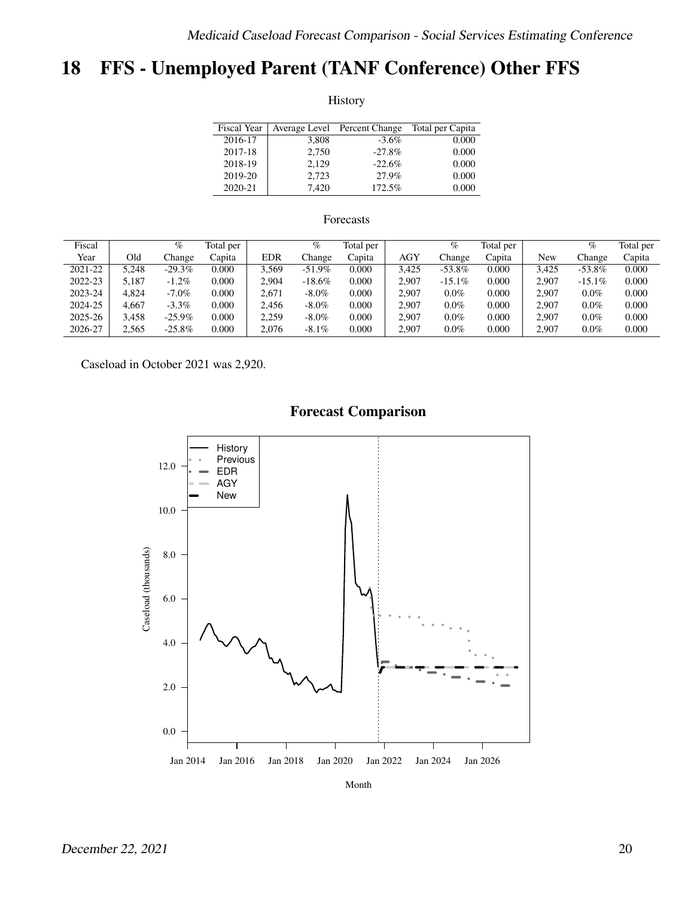# 18 FFS - Unemployed Parent (TANF Conference) Other FFS

History

| Fiscal Year | Average Level | Percent Change | Total per Capita |
|---|---|---|---|
| 2016-17 | 3,808 | -3.6% | 0.000 |
| 2017-18 | 2,750 | -27.8% | 0.000 |
| 2018-19 | 2,129 | -22.6% | 0.000 |
| 2019-20 | 2,723 | 27.9% | 0.000 |
| 2020-21 | 7,420 | 172.5% | 0.000 |

Forecasts

| Fiscal Year | Old | % Change | Total per Capita | EDR | % Change | Total per Capita | AGY | % Change | Total per Capita | New | % Change | Total per Capita |
|---|---|---|---|---|---|---|---|---|---|---|---|---|
| 2021-22 | 5,248 | -29.3% | 0.000 | 3,569 | -51.9% | 0.000 | 3,425 | -53.8% | 0.000 | 3,425 | -53.8% | 0.000 |
| 2022-23 | 5,187 | -1.2% | 0.000 | 2,904 | -18.6% | 0.000 | 2,907 | -15.1% | 0.000 | 2,907 | -15.1% | 0.000 |
| 2023-24 | 4,824 | -7.0% | 0.000 | 2,671 | -8.0% | 0.000 | 2,907 | 0.0% | 0.000 | 2,907 | 0.0% | 0.000 |
| 2024-25 | 4,667 | -3.3% | 0.000 | 2,456 | -8.0% | 0.000 | 2,907 | 0.0% | 0.000 | 2,907 | 0.0% | 0.000 |
| 2025-26 | 3,458 | -25.9% | 0.000 | 2,259 | -8.0% | 0.000 | 2,907 | 0.0% | 0.000 | 2,907 | 0.0% | 0.000 |
| 2026-27 | 2,565 | -25.8% | 0.000 | 2,076 | -8.1% | 0.000 | 2,907 | 0.0% | 0.000 | 2,907 | 0.0% | 0.000 |

Caseload in October 2021 was 2,920.

**Forecast Comparison**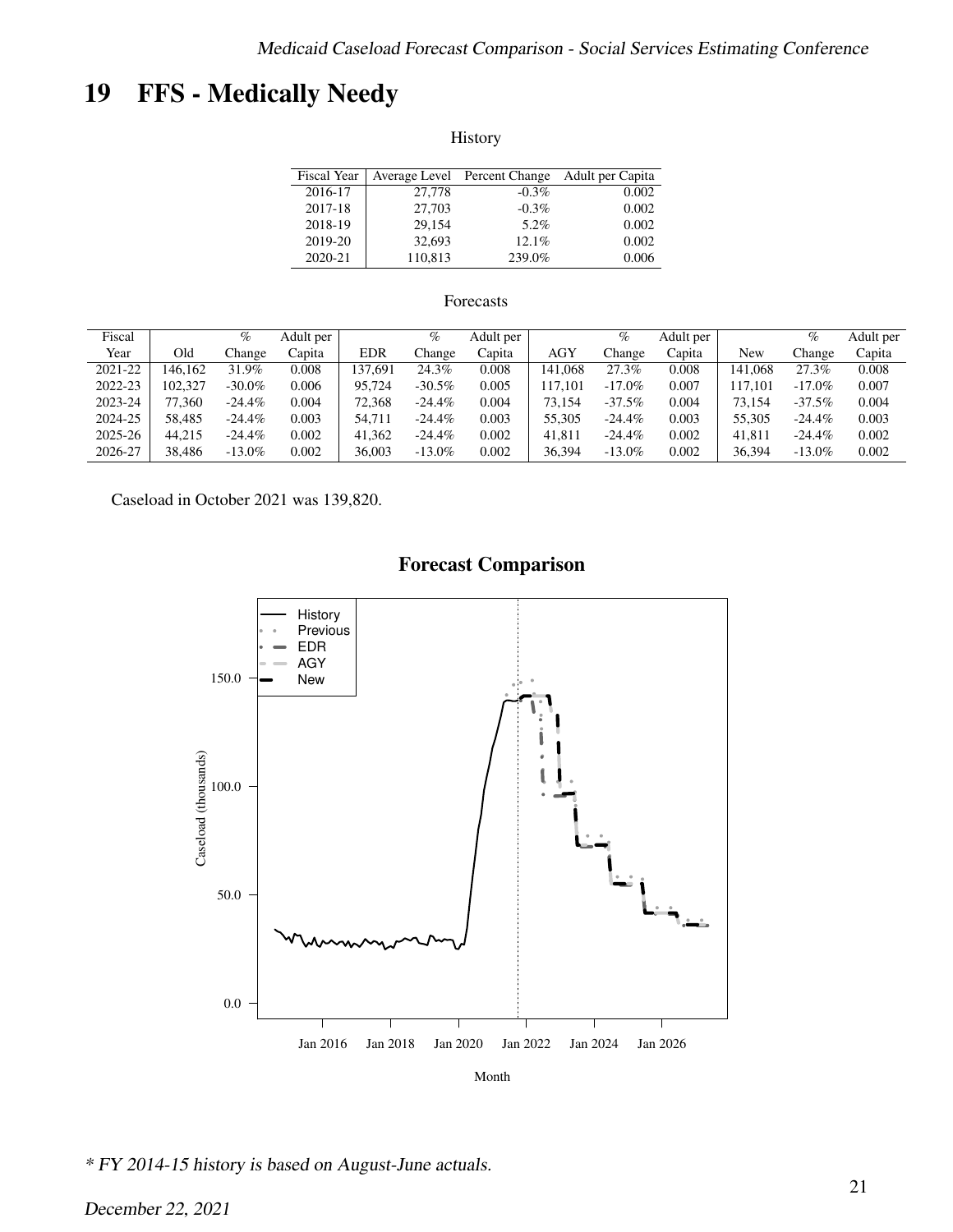# 19 FFS - Medically Needy

History

| Fiscal Year | Average Level | Percent Change | Adult per Capita |
|---|---|---|---|
| 2016-17 | 27,778 | -0.3% | 0.002 |
| 2017-18 | 27,703 | -0.3% | 0.002 |
| 2018-19 | 29,154 | 5.2% | 0.002 |
| 2019-20 | 32,693 | 12.1% | 0.002 |
| 2020-21 | 110,813 | 239.0% | 0.006 |

Forecasts

| Fiscal Year | Old | % Change | Adult per Capita | EDR | % Change | Adult per Capita | AGY | % Change | Adult per Capita | New | % Change | Adult per Capita |
|---|---|---|---|---|---|---|---|---|---|---|---|---|
| 2021-22 | 146,162 | 31.9% | 0.008 | 137,691 | 24.3% | 0.008 | 141,068 | 27.3% | 0.008 | 141,068 | 27.3% | 0.008 |
| 2022-23 | 102,327 | -30.0% | 0.006 | 95,724 | -30.5% | 0.005 | 117,101 | -17.0% | 0.007 | 117,101 | -17.0% | 0.007 |
| 2023-24 | 77,360 | -24.4% | 0.004 | 72,368 | -24.4% | 0.004 | 73,154 | -37.5% | 0.004 | 73,154 | -37.5% | 0.004 |
| 2024-25 | 58,485 | -24.4% | 0.003 | 54,711 | -24.4% | 0.003 | 55,305 | -24.4% | 0.003 | 55,305 | -24.4% | 0.003 |
| 2025-26 | 44,215 | -24.4% | 0.002 | 41,362 | -24.4% | 0.002 | 41,811 | -24.4% | 0.002 | 41,811 | -24.4% | 0.002 |
| 2026-27 | 38,486 | -13.0% | 0.002 | 36,003 | -13.0% | 0.002 | 36,394 | -13.0% | 0.002 | 36,394 | -13.0% | 0.002 |

Caseload in October 2021 was 139,820.

**Forecast Comparison**

* FY 2014-15 history is based on August-June actuals.

December 22, 2021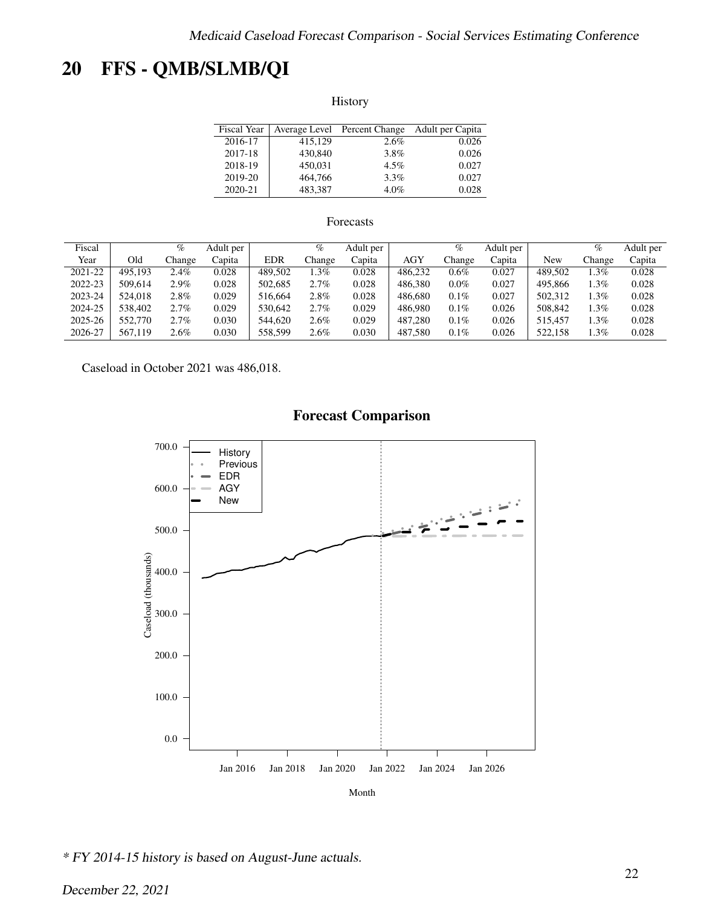# 20 FFS - QMB/SLMB/QI

History

| Fiscal Year | Average Level | Percent Change | Adult per Capita |
|---|---|---|---|
| 2016-17 | 415,129 | 2.6% | 0.026 |
| 2017-18 | 430,840 | 3.8% | 0.026 |
| 2018-19 | 450,031 | 4.5% | 0.027 |
| 2019-20 | 464,766 | 3.3% | 0.027 |
| 2020-21 | 483,387 | 4.0% | 0.028 |

Forecasts

| Fiscal Year | Old | % Change | Adult per Capita | EDR | % Change | Adult per Capita | AGY | % Change | Adult per Capita | New | % Change | Adult per Capita |
|---|---|---|---|---|---|---|---|---|---|---|---|---|
| 2021-22 | 495,193 | 2.4% | 0.028 | 489,502 | 1.3% | 0.028 | 486,232 | 0.6% | 0.027 | 489,502 | 1.3% | 0.028 |
| 2022-23 | 509,614 | 2.9% | 0.028 | 502,685 | 2.7% | 0.028 | 486,380 | 0.0% | 0.027 | 495,866 | 1.3% | 0.028 |
| 2023-24 | 524,018 | 2.8% | 0.029 | 516,664 | 2.8% | 0.028 | 486,680 | 0.1% | 0.027 | 502,312 | 1.3% | 0.028 |
| 2024-25 | 538,402 | 2.7% | 0.029 | 530,642 | 2.7% | 0.029 | 486,980 | 0.1% | 0.026 | 508,842 | 1.3% | 0.028 |
| 2025-26 | 552,770 | 2.7% | 0.030 | 544,620 | 2.6% | 0.029 | 487,280 | 0.1% | 0.026 | 515,457 | 1.3% | 0.028 |
| 2026-27 | 567,119 | 2.6% | 0.030 | 558,599 | 2.6% | 0.030 | 487,580 | 0.1% | 0.026 | 522,158 | 1.3% | 0.028 |

Caseload in October 2021 was 486,018.

**Forecast Comparison**

*\* FY 2014-15 history is based on August-June actuals.*

*December 22, 2021*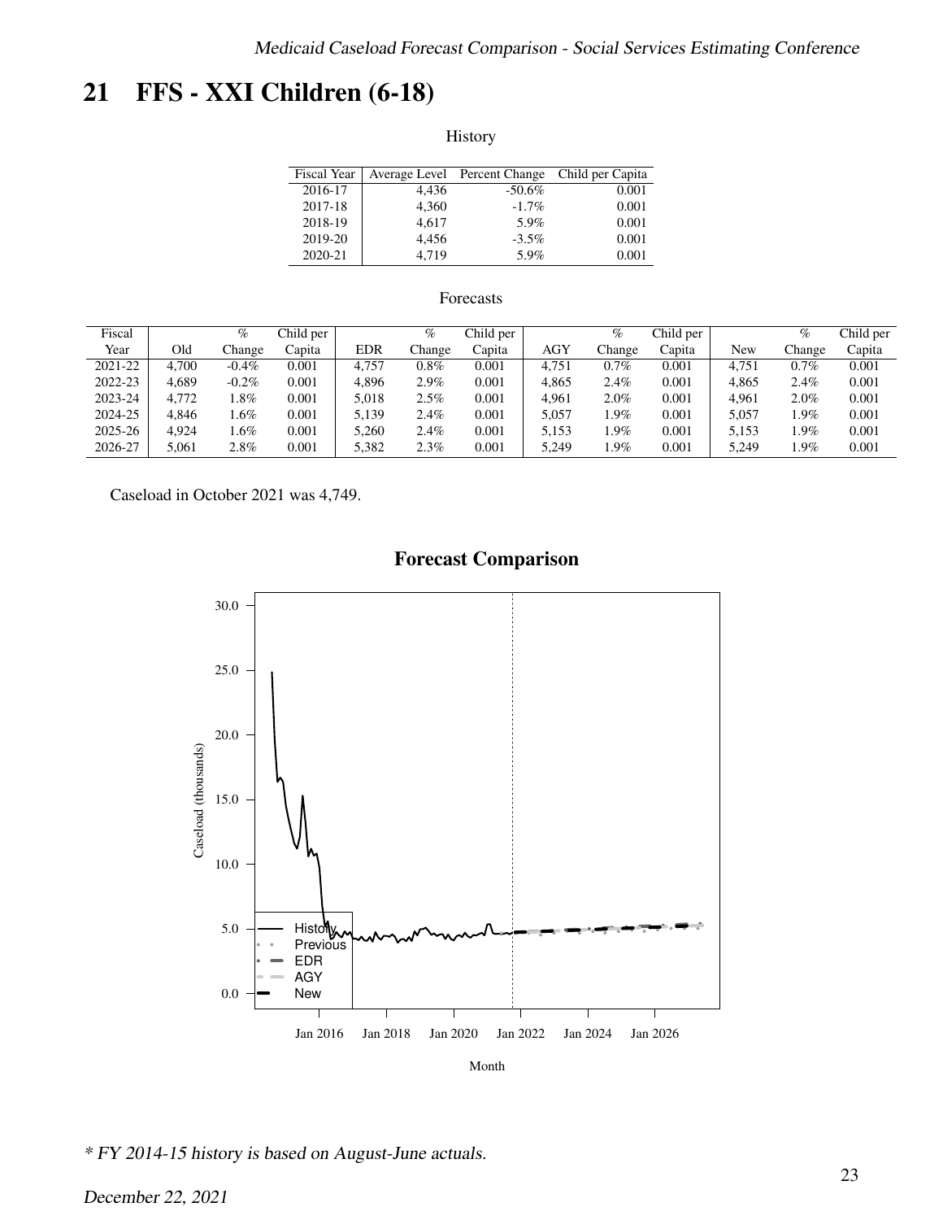## 21 FFS - XXI Children (6-18)

History

| Fiscal Year | Average Level | Percent Change | Child per Capita |
|---|---|---|---|
| 2016-17 | 4,436 | -50.6% | 0.001 |
| 2017-18 | 4,360 | -1.7% | 0.001 |
| 2018-19 | 4,617 | 5.9% | 0.001 |
| 2019-20 | 4,456 | -3.5% | 0.001 |
| 2020-21 | 4,719 | 5.9% | 0.001 |

Forecasts

| Fiscal Year | Old | % Change | Child per Capita | EDR | % Change | Child per Capita | AGY | % Change | Child per Capita | New | % Change | Child per Capita |
|---|---|---|---|---|---|---|---|---|---|---|---|---|
| 2021-22 | 4,700 | -0.4% | 0.001 | 4,757 | 0.8% | 0.001 | 4,751 | 0.7% | 0.001 | 4,751 | 0.7% | 0.001 |
| 2022-23 | 4,689 | -0.2% | 0.001 | 4,896 | 2.9% | 0.001 | 4,865 | 2.4% | 0.001 | 4,865 | 2.4% | 0.001 |
| 2023-24 | 4,772 | 1.8% | 0.001 | 5,018 | 2.5% | 0.001 | 4,961 | 2.0% | 0.001 | 4,961 | 2.0% | 0.001 |
| 2024-25 | 4,846 | 1.6% | 0.001 | 5,139 | 2.4% | 0.001 | 5,057 | 1.9% | 0.001 | 5,057 | 1.9% | 0.001 |
| 2025-26 | 4,924 | 1.6% | 0.001 | 5,260 | 2.4% | 0.001 | 5,153 | 1.9% | 0.001 | 5,153 | 1.9% | 0.001 |
| 2026-27 | 5,061 | 2.8% | 0.001 | 5,382 | 2.3% | 0.001 | 5,249 | 1.9% | 0.001 | 5,249 | 1.9% | 0.001 |

Caseload in October 2021 was 4,749.

**Forecast Comparison**

*\* FY 2014-15 history is based on August-June actuals.*

*December 22, 2021*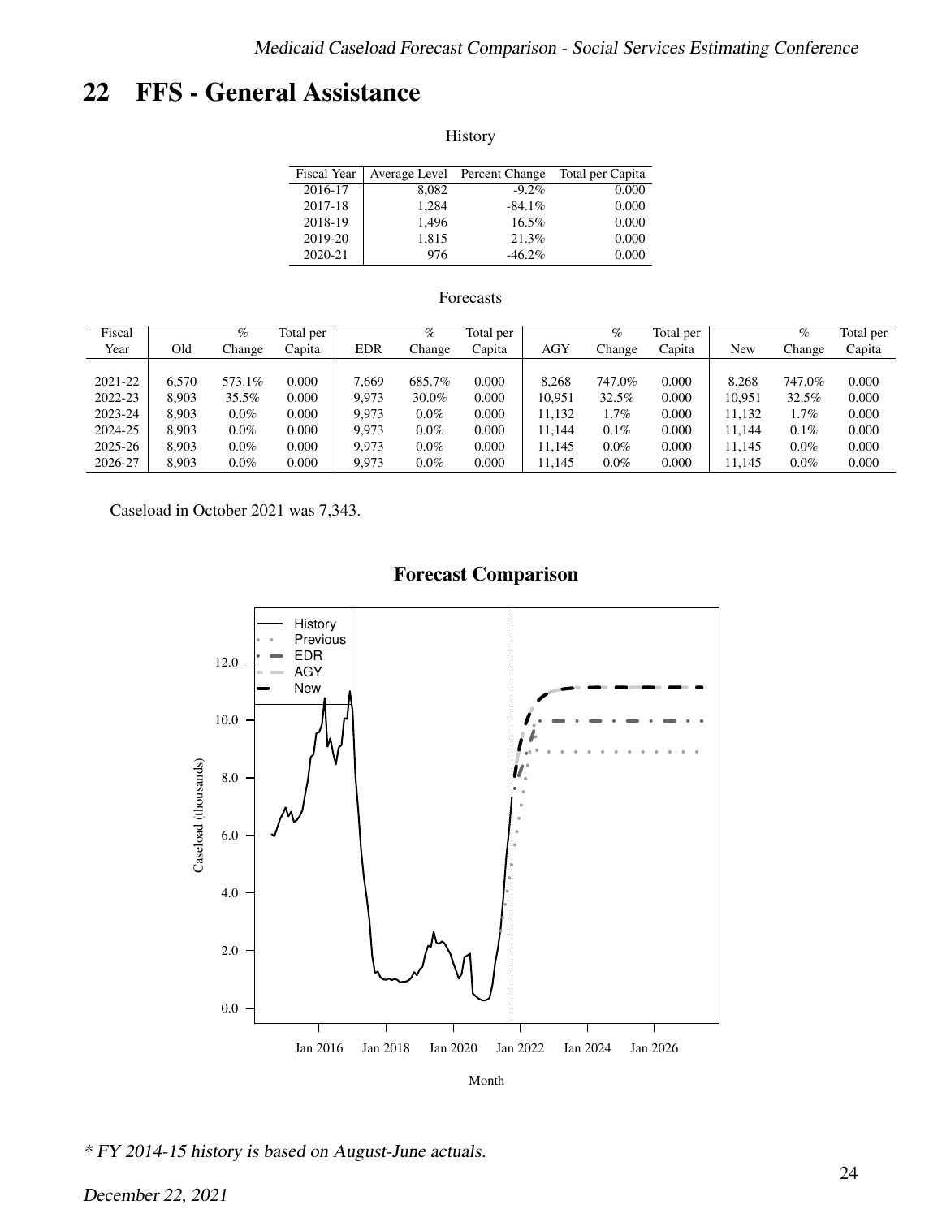# 22 FFS - General Assistance

History

| Fiscal Year | Average Level | Percent Change | Total per Capita |
|---|---|---|---|
| 2016-17 | 8,082 | -9.2% | 0.000 |
| 2017-18 | 1,284 | -84.1% | 0.000 |
| 2018-19 | 1,496 | 16.5% | 0.000 |
| 2019-20 | 1,815 | 21.3% | 0.000 |
| 2020-21 | 976 | -46.2% | 0.000 |

Forecasts

| Fiscal Year | Old | % Change | Total per Capita | EDR | % Change | Total per Capita | AGY | % Change | Total per Capita | New | % Change | Total per Capita |
|---|---|---|---|---|---|---|---|---|---|---|---|---|
| 2021-22 | 6,570 | 573.1% | 0.000 | 7,669 | 685.7% | 0.000 | 8,268 | 747.0% | 0.000 | 8,268 | 747.0% | 0.000 |
| 2022-23 | 8,903 | 35.5% | 0.000 | 9,973 | 30.0% | 0.000 | 10,951 | 32.5% | 0.000 | 10,951 | 32.5% | 0.000 |
| 2023-24 | 8,903 | 0.0% | 0.000 | 9,973 | 0.0% | 0.000 | 11,132 | 1.7% | 0.000 | 11,132 | 1.7% | 0.000 |
| 2024-25 | 8,903 | 0.0% | 0.000 | 9,973 | 0.0% | 0.000 | 11,144 | 0.1% | 0.000 | 11,144 | 0.1% | 0.000 |
| 2025-26 | 8,903 | 0.0% | 0.000 | 9,973 | 0.0% | 0.000 | 11,145 | 0.0% | 0.000 | 11,145 | 0.0% | 0.000 |
| 2026-27 | 8,903 | 0.0% | 0.000 | 9,973 | 0.0% | 0.000 | 11,145 | 0.0% | 0.000 | 11,145 | 0.0% | 0.000 |

Caseload in October 2021 was 7,343.

**Forecast Comparison**

*\* FY 2014-15 history is based on August-June actuals.*

*December 22, 2021*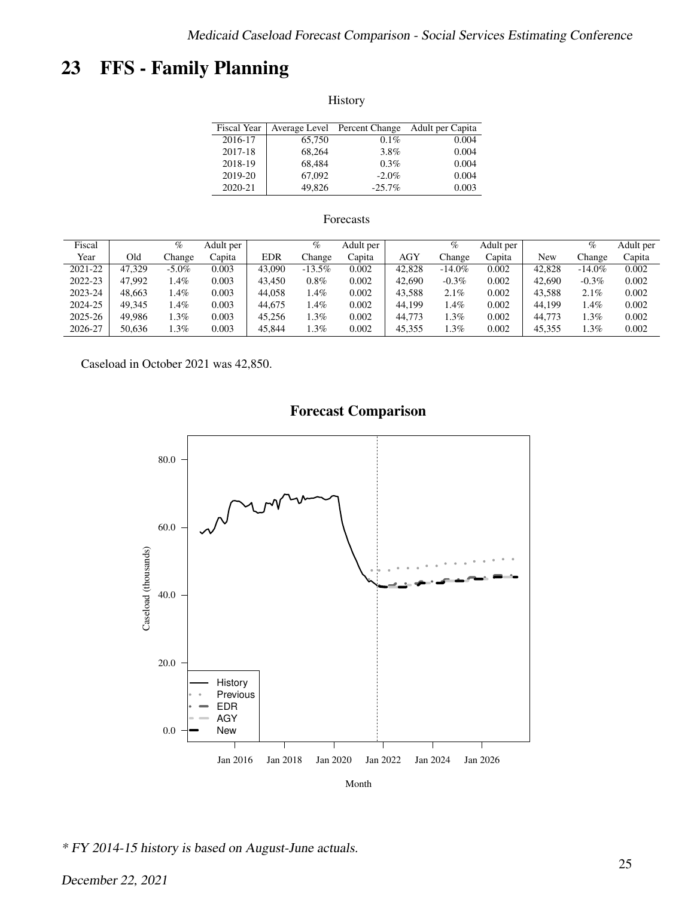# 23 FFS - Family Planning

History

| Fiscal Year | Average Level | Percent Change | Adult per Capita |
|---|---|---|---|
| 2016-17 | 65,750 | 0.1% | 0.004 |
| 2017-18 | 68,264 | 3.8% | 0.004 |
| 2018-19 | 68,484 | 0.3% | 0.004 |
| 2019-20 | 67,092 | -2.0% | 0.004 |
| 2020-21 | 49,826 | -25.7% | 0.003 |

Forecasts

| Fiscal Year | Old | % Change | Adult per Capita | EDR | % Change | Adult per Capita | AGY | % Change | Adult per Capita | New | % Change | Adult per Capita |
|---|---|---|---|---|---|---|---|---|---|---|---|---|
| 2021-22 | 47,329 | -5.0% | 0.003 | 43,090 | -13.5% | 0.002 | 42,828 | -14.0% | 0.002 | 42,828 | -14.0% | 0.002 |
| 2022-23 | 47,992 | 1.4% | 0.003 | 43,450 | 0.8% | 0.002 | 42,690 | -0.3% | 0.002 | 42,690 | -0.3% | 0.002 |
| 2023-24 | 48,663 | 1.4% | 0.003 | 44,058 | 1.4% | 0.002 | 43,588 | 2.1% | 0.002 | 43,588 | 2.1% | 0.002 |
| 2024-25 | 49,345 | 1.4% | 0.003 | 44,675 | 1.4% | 0.002 | 44,199 | 1.4% | 0.002 | 44,199 | 1.4% | 0.002 |
| 2025-26 | 49,986 | 1.3% | 0.003 | 45,256 | 1.3% | 0.002 | 44,773 | 1.3% | 0.002 | 44,773 | 1.3% | 0.002 |
| 2026-27 | 50,636 | 1.3% | 0.003 | 45,844 | 1.3% | 0.002 | 45,355 | 1.3% | 0.002 | 45,355 | 1.3% | 0.002 |

Caseload in October 2021 was 42,850.

**Forecast Comparison**

Caseload (thousands)

80.0
60.0
40.0
20.0
0.0

History
Previous
EDR
AGY
New

Jan 2016 Jan 2018 Jan 2020 Jan 2022 Jan 2024 Jan 2026

Month

*\* FY 2014-15 history is based on August-June actuals.*

*December 22, 2021*